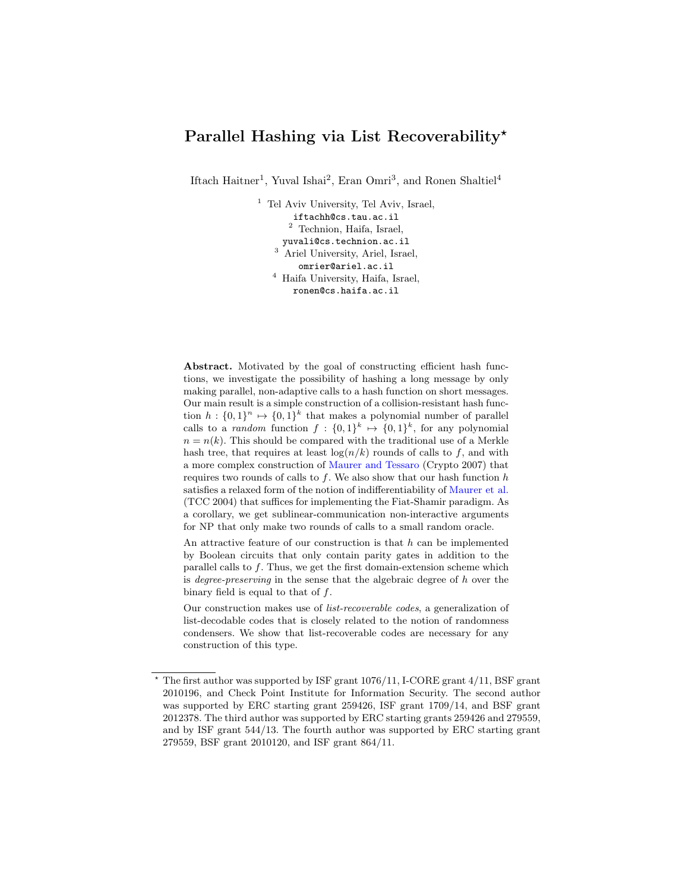# Parallel Hashing via List Recoverability*

Iftach Haitner[1], Yuval Ishai[2], Eran Omri[3], and Ronen Shaltiel[4]

[1] Tel Aviv University, Tel Aviv, Israel,
iftachh@cs.tau.ac.il
[2] Technion, Haifa, Israel,
yuvali@cs.technion.ac.il
[3] Ariel University, Ariel, Israel,
omrier@ariel.ac.il
[4] Haifa University, Haifa, Israel,
ronen@cs.haifa.ac.il

**Abstract.** Motivated by the goal of constructing efficient hash functions, we investigate the possibility of hashing a long message by only making parallel, non-adaptive calls to a hash function on short messages. Our main result is a simple construction of a collision-resistant hash function $h : \{0,1\}^n \mapsto \{0,1\}^k$ that makes a polynomial number of parallel calls to a *random* function $f : \{0,1\}^k \mapsto \{0,1\}^k$, for any polynomial $n = n(k)$. This should be compared with the traditional use of a Merkle hash tree, that requires at least $\log(n/k)$ rounds of calls to $f$, and with a more complex construction of Maurer and Tessaro (Crypto 2007) that requires two rounds of calls to $f$. We also show that our hash function $h$ satisfies a relaxed form of the notion of indifferentiability of Maurer et al. (TCC 2004) that suffices for implementing the Fiat-Shamir paradigm. As a corollary, we get sublinear-communication non-interactive arguments for NP that only make two rounds of calls to a small random oracle.

An attractive feature of our construction is that $h$ can be implemented by Boolean circuits that only contain parity gates in addition to the parallel calls to $f$. Thus, we get the first domain-extension scheme which is *degree-preserving* in the sense that the algebraic degree of $h$ over the binary field is equal to that of $f$.

Our construction makes use of *list-recoverable codes*, a generalization of list-decodable codes that is closely related to the notion of randomness condensers. We show that list-recoverable codes are necessary for any construction of this type.

---

* The first author was supported by ISF grant 1076/11, I-CORE grant 4/11, BSF grant 2010196, and Check Point Institute for Information Security. The second author was supported by ERC starting grant 259426, ISF grant 1709/14, and BSF grant 2012378. The third author was supported by ERC starting grants 259426 and 279559, and by ISF grant 544/13. The fourth author was supported by ERC starting grant 279559, BSF grant 2010120, and ISF grant 864/11.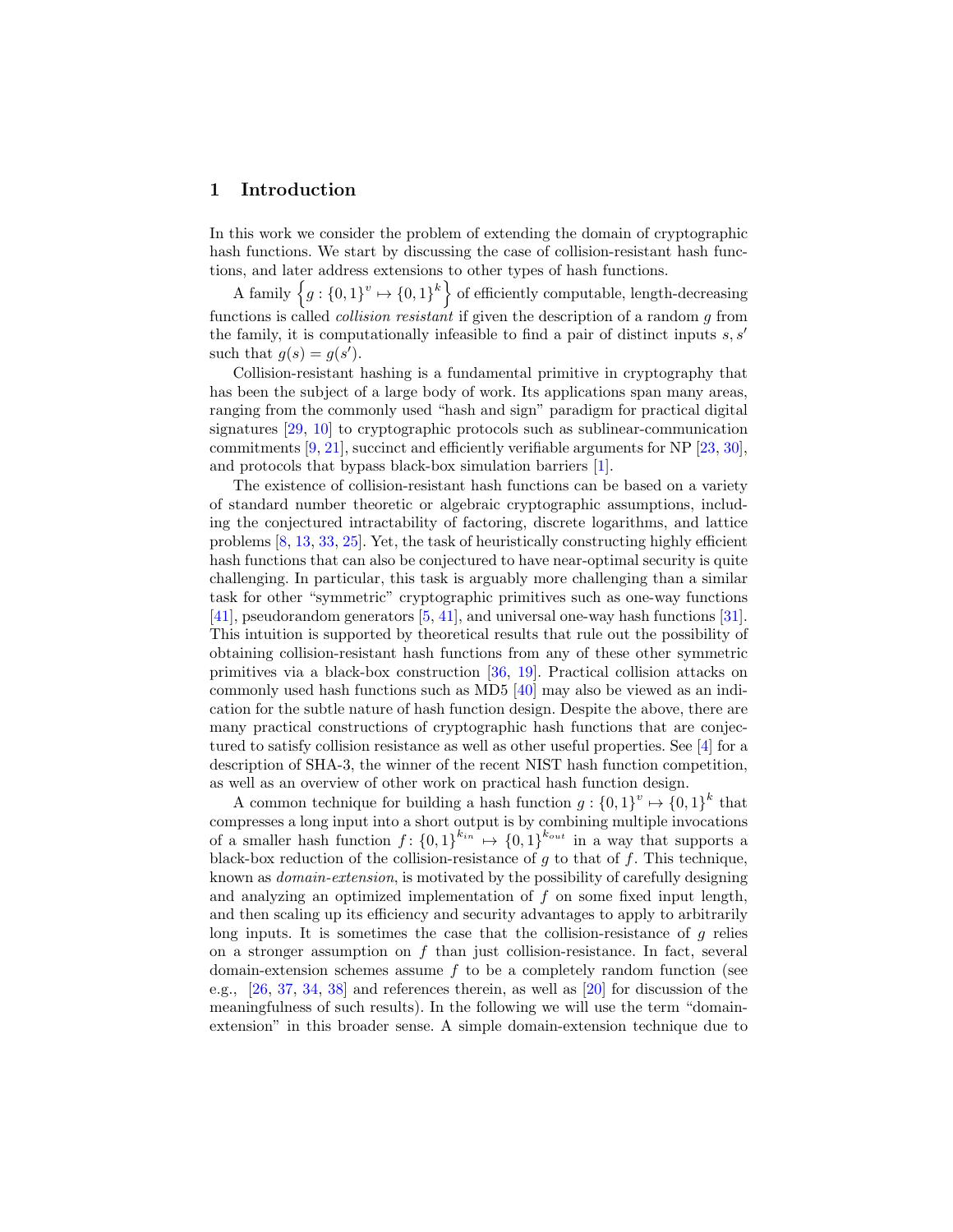## 1 Introduction

In this work we consider the problem of extending the domain of cryptographic hash functions. We start by discussing the case of collision-resistant hash functions, and later address extensions to other types of hash functions.

A family $\left\{g : \{0,1\}^v \mapsto \{0,1\}^k\right\}$ of efficiently computable, length-decreasing functions is called *collision resistant* if given the description of a random $g$ from the family, it is computationally infeasible to find a pair of distinct inputs $s, s'$ such that $g(s) = g(s')$.

Collision-resistant hashing is a fundamental primitive in cryptography that has been the subject of a large body of work. Its applications span many areas, ranging from the commonly used "hash and sign" paradigm for practical digital signatures [29, 10] to cryptographic protocols such as sublinear-communication commitments [9, 21], succinct and efficiently verifiable arguments for NP [23, 30], and protocols that bypass black-box simulation barriers [1].

The existence of collision-resistant hash functions can be based on a variety of standard number theoretic or algebraic cryptographic assumptions, including the conjectured intractability of factoring, discrete logarithms, and lattice problems [8, 13, 33, 25]. Yet, the task of heuristically constructing highly efficient hash functions that can also be conjectured to have near-optimal security is quite challenging. In particular, this task is arguably more challenging than a similar task for other "symmetric" cryptographic primitives such as one-way functions [41], pseudorandom generators [5, 41], and universal one-way hash functions [31]. This intuition is supported by theoretical results that rule out the possibility of obtaining collision-resistant hash functions from any of these other symmetric primitives via a black-box construction [36, 19]. Practical collision attacks on commonly used hash functions such as MD5 [40] may also be viewed as an indication for the subtle nature of hash function design. Despite the above, there are many practical constructions of cryptographic hash functions that are conjectured to satisfy collision resistance as well as other useful properties. See [4] for a description of SHA-3, the winner of the recent NIST hash function competition, as well as an overview of other work on practical hash function design.

A common technique for building a hash function $g : \{0,1\}^v \mapsto \{0,1\}^k$ that compresses a long input into a short output is by combining multiple invocations of a smaller hash function $f\colon \{0,1\}^{k_{in}} \mapsto \{0,1\}^{k_{out}}$ in a way that supports a black-box reduction of the collision-resistance of $g$ to that of $f$. This technique, known as *domain-extension*, is motivated by the possibility of carefully designing and analyzing an optimized implementation of $f$ on some fixed input length, and then scaling up its efficiency and security advantages to apply to arbitrarily long inputs. It is sometimes the case that the collision-resistance of $g$ relies on a stronger assumption on $f$ than just collision-resistance. In fact, several domain-extension schemes assume $f$ to be a completely random function (see e.g., [26, 37, 34, 38] and references therein, as well as [20] for discussion of the meaningfulness of such results). In the following we will use the term "domain-extension" in this broader sense. A simple domain-extension technique due to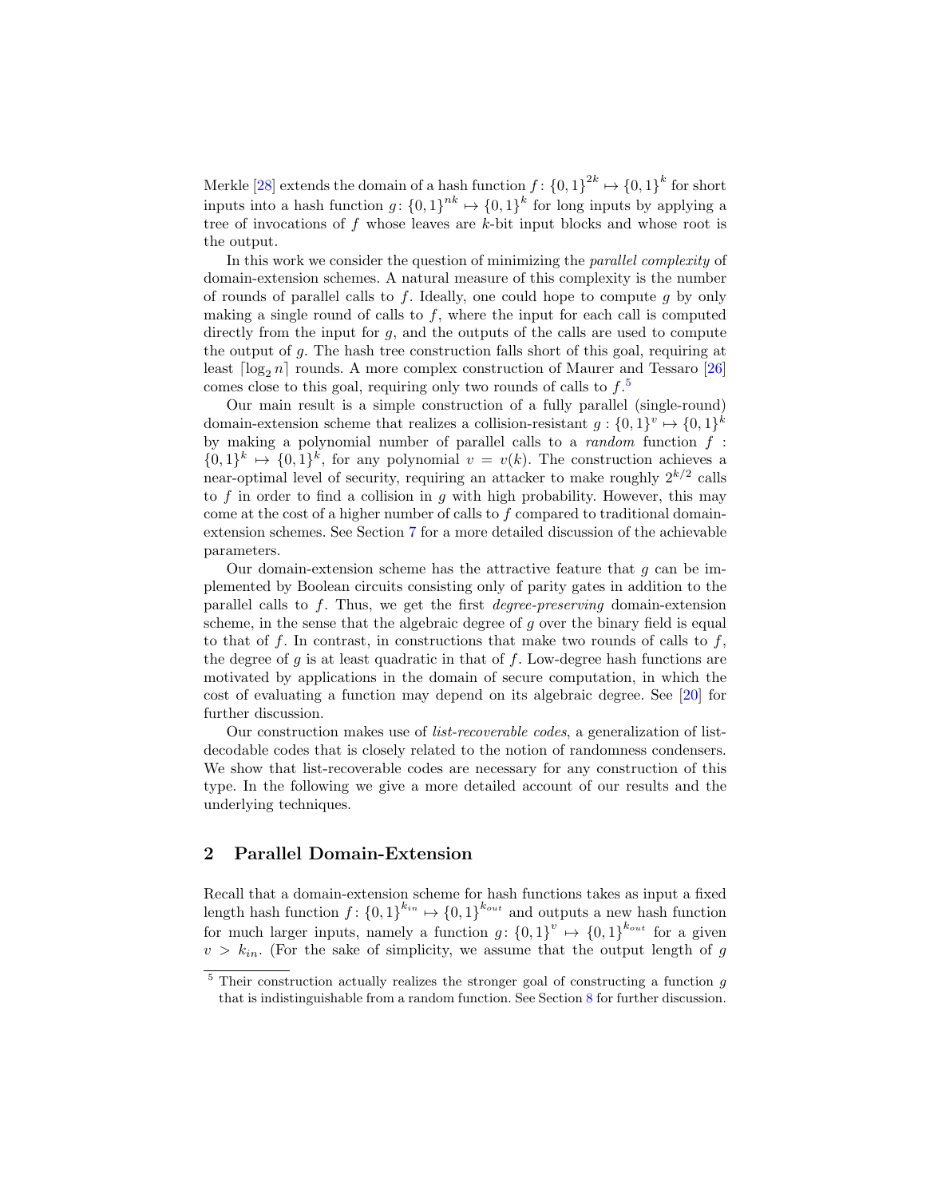Merkle [28] extends the domain of a hash function $f\colon \{0,1\}^{2k} \mapsto \{0,1\}^k$ for short inputs into a hash function $g\colon \{0,1\}^{nk} \mapsto \{0,1\}^k$ for long inputs by applying a tree of invocations of $f$ whose leaves are $k$-bit input blocks and whose root is the output.

In this work we consider the question of minimizing the *parallel complexity* of domain-extension schemes. A natural measure of this complexity is the number of rounds of parallel calls to $f$. Ideally, one could hope to compute $g$ by only making a single round of calls to $f$, where the input for each call is computed directly from the input for $g$, and the outputs of the calls are used to compute the output of $g$. The hash tree construction falls short of this goal, requiring at least $\lceil \log_2 n \rceil$ rounds. A more complex construction of Maurer and Tessaro [26] comes close to this goal, requiring only two rounds of calls to $f$.[5]

Our main result is a simple construction of a fully parallel (single-round) domain-extension scheme that realizes a collision-resistant $g : \{0,1\}^v \mapsto \{0,1\}^k$ by making a polynomial number of parallel calls to a *random* function $f : \{0,1\}^k \mapsto \{0,1\}^k$, for any polynomial $v = v(k)$. The construction achieves a near-optimal level of security, requiring an attacker to make roughly $2^{k/2}$ calls to $f$ in order to find a collision in $g$ with high probability. However, this may come at the cost of a higher number of calls to $f$ compared to traditional domain-extension schemes. See Section 7 for a more detailed discussion of the achievable parameters.

Our domain-extension scheme has the attractive feature that $g$ can be implemented by Boolean circuits consisting only of parity gates in addition to the parallel calls to $f$. Thus, we get the first *degree-preserving* domain-extension scheme, in the sense that the algebraic degree of $g$ over the binary field is equal to that of $f$. In contrast, in constructions that make two rounds of calls to $f$, the degree of $g$ is at least quadratic in that of $f$. Low-degree hash functions are motivated by applications in the domain of secure computation, in which the cost of evaluating a function may depend on its algebraic degree. See [20] for further discussion.

Our construction makes use of *list-recoverable codes*, a generalization of list-decodable codes that is closely related to the notion of randomness condensers. We show that list-recoverable codes are necessary for any construction of this type. In the following we give a more detailed account of our results and the underlying techniques.

## 2 Parallel Domain-Extension

Recall that a domain-extension scheme for hash functions takes as input a fixed length hash function $f\colon \{0,1\}^{k_{in}} \mapsto \{0,1\}^{k_{out}}$ and outputs a new hash function for much larger inputs, namely a function $g\colon \{0,1\}^{v} \mapsto \{0,1\}^{k_{out}}$ for a given $v > k_{in}$. (For the sake of simplicity, we assume that the output length of $g$

[5] Their construction actually realizes the stronger goal of constructing a function $g$ that is indistinguishable from a random function. See Section 8 for further discussion.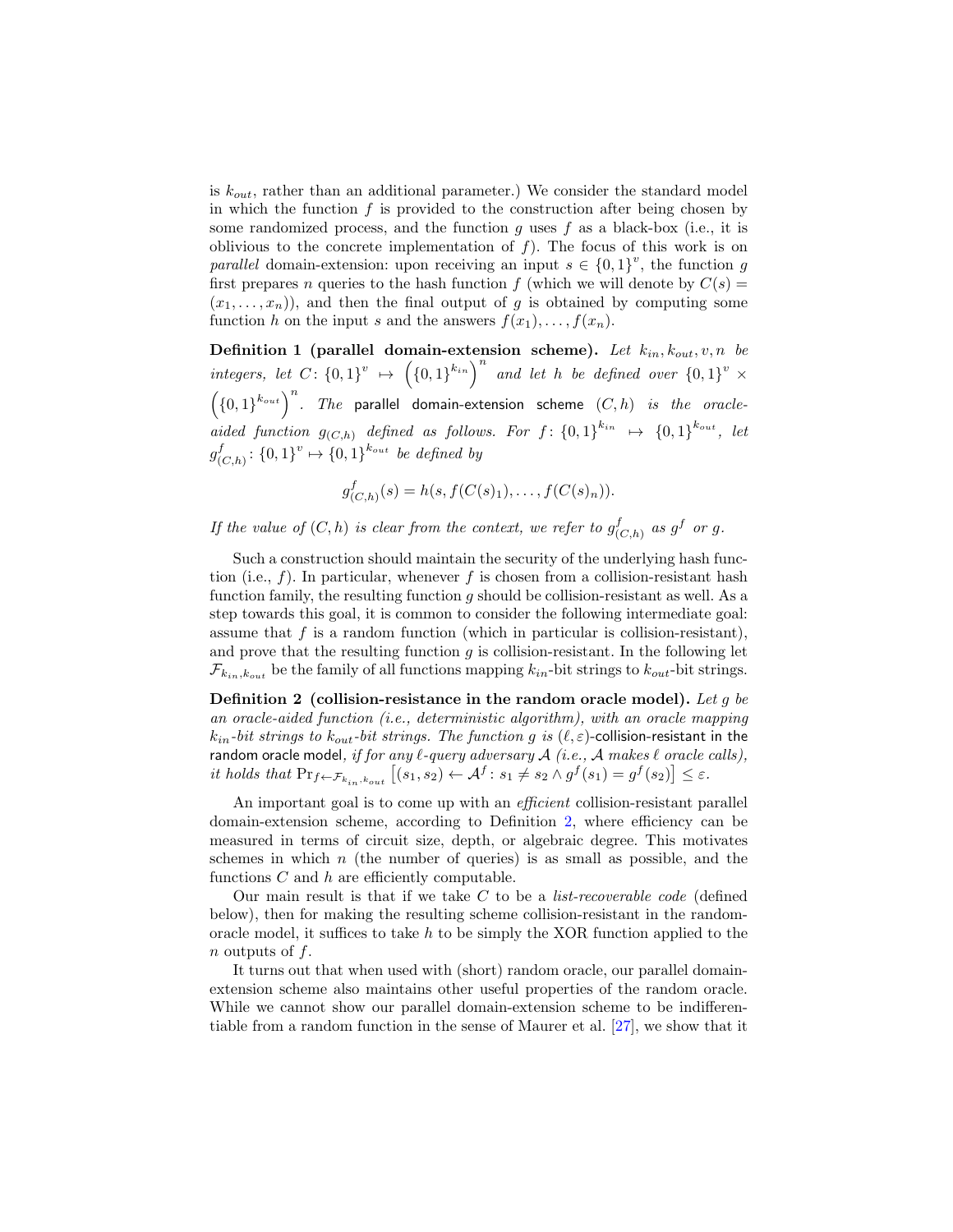is $k_{out}$, rather than an additional parameter.) We consider the standard model in which the function $f$ is provided to the construction after being chosen by some randomized process, and the function $g$ uses $f$ as a black-box (i.e., it is oblivious to the concrete implementation of $f$). The focus of this work is on *parallel* domain-extension: upon receiving an input $s \in \{0,1\}^v$, the function $g$ first prepares $n$ queries to the hash function $f$ (which we will denote by $C(s) = (x_1, \ldots, x_n)$), and then the final output of $g$ is obtained by computing some function $h$ on the input $s$ and the answers $f(x_1), \ldots, f(x_n)$.

**Definition 1 (parallel domain-extension scheme).** *Let $k_{in}, k_{out}, v, n$ be integers, let $C \colon \{0,1\}^v \mapsto \left(\{0,1\}^{k_{in}}\right)^n$ and let $h$ be defined over $\{0,1\}^v \times \left(\{0,1\}^{k_{out}}\right)^n$. The* parallel domain-extension scheme *$(C,h)$ is the oracle-aided function $g_{(C,h)}$ defined as follows. For $f \colon \{0,1\}^{k_{in}} \mapsto \{0,1\}^{k_{out}}$, let $g^f_{(C,h)} \colon \{0,1\}^v \mapsto \{0,1\}^{k_{out}}$ be defined by*

$$g^f_{(C,h)}(s) = h(s, f(C(s)_1), \ldots, f(C(s)_n)).$$

*If the value of $(C,h)$ is clear from the context, we refer to $g^f_{(C,h)}$ as $g^f$ or $g$.*

Such a construction should maintain the security of the underlying hash function (i.e., $f$). In particular, whenever $f$ is chosen from a collision-resistant hash function family, the resulting function $g$ should be collision-resistant as well. As a step towards this goal, it is common to consider the following intermediate goal: assume that $f$ is a random function (which in particular is collision-resistant), and prove that the resulting function $g$ is collision-resistant. In the following let $\mathcal{F}_{k_{in},k_{out}}$ be the family of all functions mapping $k_{in}$-bit strings to $k_{out}$-bit strings.

**Definition 2 (collision-resistance in the random oracle model).** *Let $g$ be an oracle-aided function (i.e., deterministic algorithm), with an oracle mapping $k_{in}$-bit strings to $k_{out}$-bit strings. The function $g$ is $(\ell, \varepsilon)$-*collision-resistant in the random oracle model*, if for any $\ell$-query adversary $\mathcal{A}$ (i.e., $\mathcal{A}$ makes $\ell$ oracle calls), it holds that $\Pr_{f \leftarrow \mathcal{F}_{k_{in},k_{out}}}\left[(s_1, s_2) \leftarrow \mathcal{A}^f \colon s_1 \neq s_2 \wedge g^f(s_1) = g^f(s_2)\right] \leq \varepsilon$.*

An important goal is to come up with an *efficient* collision-resistant parallel domain-extension scheme, according to Definition 2, where efficiency can be measured in terms of circuit size, depth, or algebraic degree. This motivates schemes in which $n$ (the number of queries) is as small as possible, and the functions $C$ and $h$ are efficiently computable.

Our main result is that if we take $C$ to be a *list-recoverable code* (defined below), then for making the resulting scheme collision-resistant in the random-oracle model, it suffices to take $h$ to be simply the XOR function applied to the $n$ outputs of $f$.

It turns out that when used with (short) random oracle, our parallel domain-extension scheme also maintains other useful properties of the random oracle. While we cannot show our parallel domain-extension scheme to be indifferentiable from a random function in the sense of Maurer et al. [27], we show that it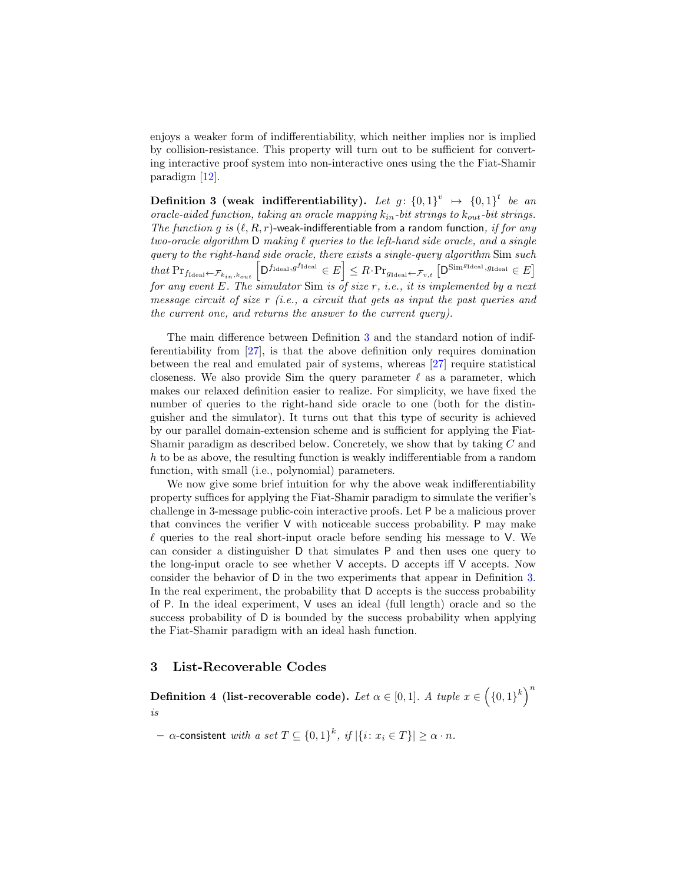enjoys a weaker form of indifferentiability, which neither implies nor is implied by collision-resistance. This property will turn out to be sufficient for converting interactive proof system into non-interactive ones using the the Fiat-Shamir paradigm [12].

**Definition 3 (weak indifferentiability).** *Let $g\colon \{0,1\}^v \mapsto \{0,1\}^t$ be an oracle-aided function, taking an oracle mapping $k_{in}$-bit strings to $k_{out}$-bit strings. The function $g$ is $(\ell, R, r)$-*weak-indifferentiable from a random function*, if for any two-oracle algorithm $\mathsf{D}$ making $\ell$ queries to the left-hand side oracle, and a single query to the right-hand side oracle, there exists a single-query algorithm $\mathrm{Sim}$ such that $\Pr_{f_{\mathrm{Ideal}} \leftarrow \mathcal{F}_{k_{in},k_{out}}}\left[\mathsf{D}^{f_{\mathrm{Ideal}}, g^{f_{\mathrm{Ideal}}}} \in E\right] \le R \cdot \Pr_{g_{\mathrm{Ideal}} \leftarrow \mathcal{F}_{v,t}}\left[\mathsf{D}^{\mathrm{Sim}^{g_{\mathrm{Ideal}}}, g_{\mathrm{Ideal}}} \in E\right]$ for any event $E$. The simulator $\mathrm{Sim}$ is of size $r$, i.e., it is implemented by a next message circuit of size $r$ (i.e., a circuit that gets as input the past queries and the current one, and returns the answer to the current query).*

The main difference between Definition 3 and the standard notion of indifferentiability from [27], is that the above definition only requires domination between the real and emulated pair of systems, whereas [27] require statistical closeness. We also provide Sim the query parameter $\ell$ as a parameter, which makes our relaxed definition easier to realize. For simplicity, we have fixed the number of queries to the right-hand side oracle to one (both for the distinguisher and the simulator). It turns out that this type of security is achieved by our parallel domain-extension scheme and is sufficient for applying the Fiat-Shamir paradigm as described below. Concretely, we show that by taking $C$ and $h$ to be as above, the resulting function is weakly indifferentiable from a random function, with small (i.e., polynomial) parameters.

We now give some brief intuition for why the above weak indifferentiability property suffices for applying the Fiat-Shamir paradigm to simulate the verifier's challenge in 3-message public-coin interactive proofs. Let $\mathsf{P}$ be a malicious prover that convinces the verifier $\mathsf{V}$ with noticeable success probability. $\mathsf{P}$ may make $\ell$ queries to the real short-input oracle before sending his message to $\mathsf{V}$. We can consider a distinguisher $\mathsf{D}$ that simulates $\mathsf{P}$ and then uses one query to the long-input oracle to see whether $\mathsf{V}$ accepts. $\mathsf{D}$ accepts iff $\mathsf{V}$ accepts. Now consider the behavior of $\mathsf{D}$ in the two experiments that appear in Definition 3. In the real experiment, the probability that $\mathsf{D}$ accepts is the success probability of $\mathsf{P}$. In the ideal experiment, $\mathsf{V}$ uses an ideal (full length) oracle and so the success probability of $\mathsf{D}$ is bounded by the success probability when applying the Fiat-Shamir paradigm with an ideal hash function.

## 3 List-Recoverable Codes

**Definition 4 (list-recoverable code).** *Let $\alpha \in [0,1]$. A tuple $x \in \left(\{0,1\}^k\right)^n$ is*

- *$\alpha$-consistent with a set $T \subseteq \{0,1\}^k$, if $|\{i \colon x_i \in T\}| \ge \alpha \cdot n$.*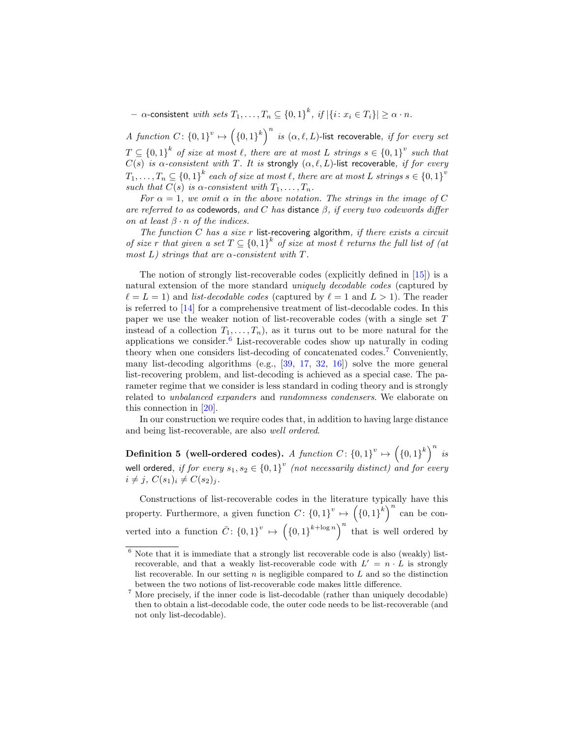– $\alpha$-consistent *with sets* $T_1, \ldots, T_n \subseteq \{0,1\}^k$, *if* $|\{i \colon x_i \in T_i\}| \geq \alpha \cdot n$.

*A function* $C \colon \{0,1\}^v \mapsto \left(\{0,1\}^k\right)^n$ *is* $(\alpha, \ell, L)$-list recoverable, *if for every set* $T \subseteq \{0,1\}^k$ *of size at most* $\ell$, *there are at most* $L$ *strings* $s \in \{0,1\}^v$ *such that* $C(s)$ *is* $\alpha$*-consistent with* $T$. *It is* strongly $(\alpha, \ell, L)$-list recoverable, *if for every* $T_1, \ldots, T_n \subseteq \{0,1\}^k$ *each of size at most* $\ell$, *there are at most* $L$ *strings* $s \in \{0,1\}^v$ *such that* $C(s)$ *is* $\alpha$*-consistent with* $T_1, \ldots, T_n$.

*For* $\alpha = 1$, *we omit* $\alpha$ *in the above notation. The strings in the image of* $C$ *are referred to as* codewords, *and* $C$ *has* distance $\beta$, *if every two codewords differ on at least* $\beta \cdot n$ *of the indices.*

*The function* $C$ *has a size* $r$ list-recovering algorithm, *if there exists a circuit of size* $r$ *that given a set* $T \subseteq \{0,1\}^k$ *of size at most* $\ell$ *returns the full list of (at most* $L$*) strings that are* $\alpha$*-consistent with* $T$.

The notion of strongly list-recoverable codes (explicitly defined in [15]) is a natural extension of the more standard *uniquely decodable codes* (captured by $\ell = L = 1$) and *list-decodable codes* (captured by $\ell = 1$ and $L > 1$). The reader is referred to [14] for a comprehensive treatment of list-decodable codes. In this paper we use the weaker notion of list-recoverable codes (with a single set $T$ instead of a collection $T_1, \ldots, T_n$), as it turns out to be more natural for the applications we consider.[6] List-recoverable codes show up naturally in coding theory when one considers list-decoding of concatenated codes.[7] Conveniently, many list-decoding algorithms (e.g., [39, 17, 32, 16]) solve the more general list-recovering problem, and list-decoding is achieved as a special case. The parameter regime that we consider is less standard in coding theory and is strongly related to *unbalanced expanders* and *randomness condensers*. We elaborate on this connection in [20].

In our construction we require codes that, in addition to having large distance and being list-recoverable, are also *well ordered*.

**Definition 5 (well-ordered codes).** *A function* $C \colon \{0,1\}^v \mapsto \left(\{0,1\}^k\right)^n$ *is* well ordered, *if for every* $s_1, s_2 \in \{0,1\}^v$ *(not necessarily distinct) and for every* $i \neq j$, $C(s_1)_i \neq C(s_2)_j$.

Constructions of list-recoverable codes in the literature typically have this property. Furthermore, a given function $C \colon \{0,1\}^v \mapsto \left(\{0,1\}^k\right)^n$ can be converted into a function $\bar{C} \colon \{0,1\}^v \mapsto \left(\{0,1\}^{k+\log n}\right)^n$ that is well ordered by

[6] Note that it is immediate that a strongly list recoverable code is also (weakly) list-recoverable, and that a weakly list-recoverable code with $L' = n \cdot L$ is strongly list recoverable. In our setting $n$ is negligible compared to $L$ and so the distinction between the two notions of list-recoverable code makes little difference.

[7] More precisely, if the inner code is list-decodable (rather than uniquely decodable) then to obtain a list-decodable code, the outer code needs to be list-recoverable (and not only list-decodable).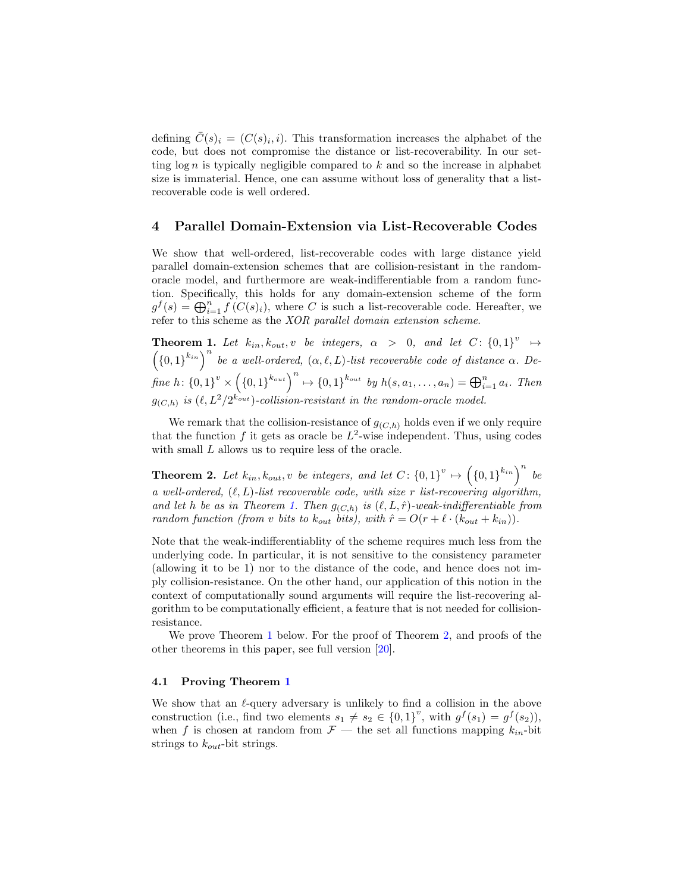defining $\bar{C}(s)_i = (C(s)_i, i)$. This transformation increases the alphabet of the code, but does not compromise the distance or list-recoverability. In our setting $\log n$ is typically negligible compared to $k$ and so the increase in alphabet size is immaterial. Hence, one can assume without loss of generality that a list-recoverable code is well ordered.

## 4 Parallel Domain-Extension via List-Recoverable Codes

We show that well-ordered, list-recoverable codes with large distance yield parallel domain-extension schemes that are collision-resistant in the random-oracle model, and furthermore are weak-indifferentiable from a random function. Specifically, this holds for any domain-extension scheme of the form $g^f(s) = \bigoplus_{i=1}^{n} f(C(s)_i)$, where $C$ is such a list-recoverable code. Hereafter, we refer to this scheme as the *XOR parallel domain extension scheme*.

**Theorem 1.** *Let $k_{in}, k_{out}, v$ be integers, $\alpha > 0$, and let $C\colon \{0,1\}^v \mapsto \left(\{0,1\}^{k_{in}}\right)^n$ be a well-ordered, $(\alpha, \ell, L)$-list recoverable code of distance $\alpha$. Define $h\colon \{0,1\}^v \times \left(\{0,1\}^{k_{out}}\right)^n \mapsto \{0,1\}^{k_{out}}$ by $h(s, a_1, \ldots, a_n) = \bigoplus_{i=1}^{n} a_i$. Then $g_{(C,h)}$ is $(\ell, L^2/2^{k_{out}})$-collision-resistant in the random-oracle model.*

We remark that the collision-resistance of $g_{(C,h)}$ holds even if we only require that the function $f$ it gets as oracle be $L^2$-wise independent. Thus, using codes with small $L$ allows us to require less of the oracle.

**Theorem 2.** *Let $k_{in}, k_{out}, v$ be integers, and let $C\colon \{0,1\}^v \mapsto \left(\{0,1\}^{k_{in}}\right)^n$ be a well-ordered, $(\ell, L)$-list recoverable code, with size $r$ list-recovering algorithm, and let $h$ be as in Theorem 1. Then $g_{(C,h)}$ is $(\ell, L, \hat{r})$-weak-indifferentiable from random function (from $v$ bits to $k_{out}$ bits), with $\hat{r} = O(r + \ell \cdot (k_{out} + k_{in}))$.*

Note that the weak-indifferentiablity of the scheme requires much less from the underlying code. In particular, it is not sensitive to the consistency parameter (allowing it to be 1) nor to the distance of the code, and hence does not imply collision-resistance. On the other hand, our application of this notion in the context of computationally sound arguments will require the list-recovering algorithm to be computationally efficient, a feature that is not needed for collision-resistance.

We prove Theorem 1 below. For the proof of Theorem 2, and proofs of the other theorems in this paper, see full version [20].

### 4.1 Proving Theorem 1

We show that an $\ell$-query adversary is unlikely to find a collision in the above construction (i.e., find two elements $s_1 \neq s_2 \in \{0,1\}^v$, with $g^f(s_1) = g^f(s_2)$), when $f$ is chosen at random from $\mathcal{F}$ — the set all functions mapping $k_{in}$-bit strings to $k_{out}$-bit strings.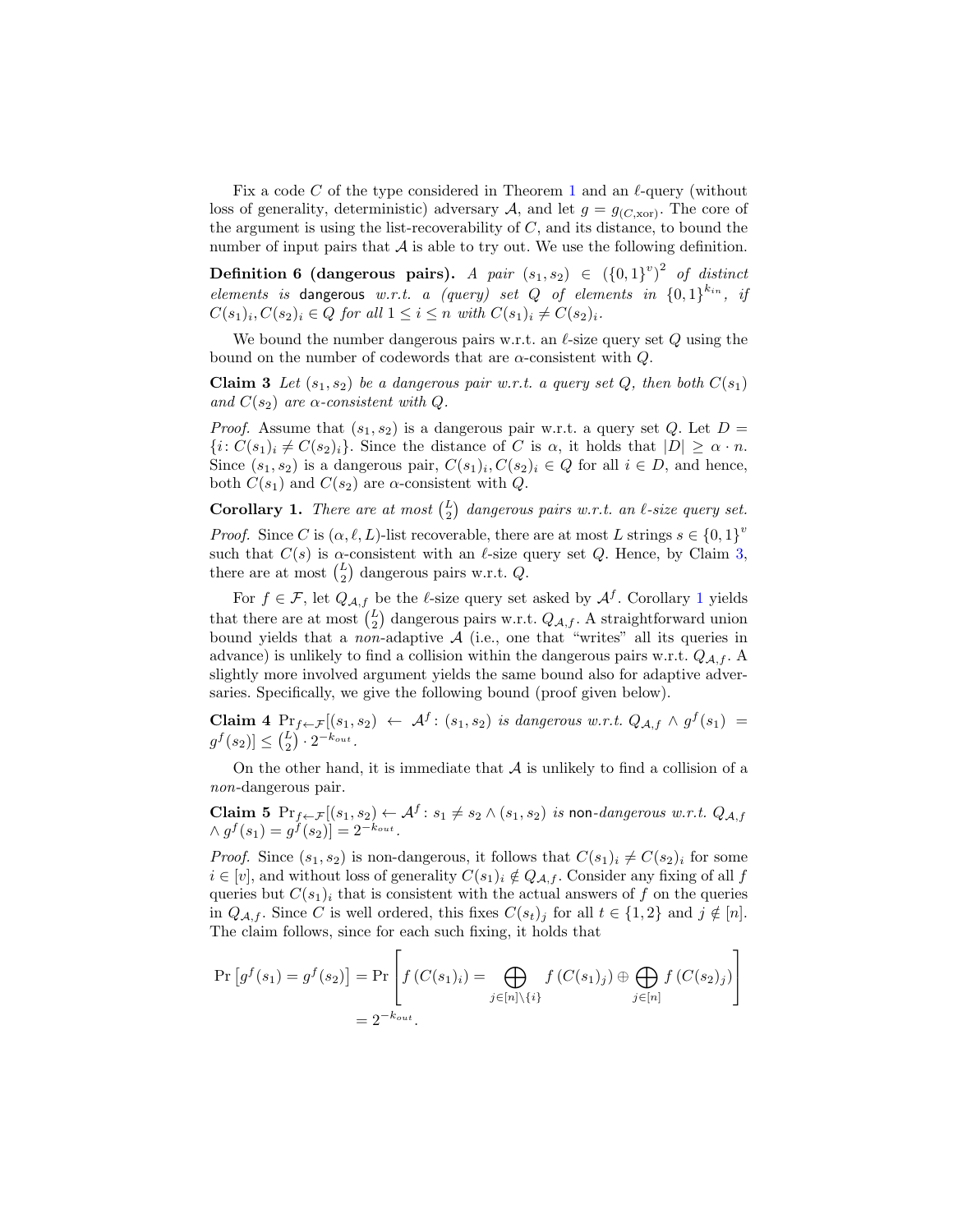Fix a code $C$ of the type considered in Theorem 1 and an $\ell$-query (without loss of generality, deterministic) adversary $\mathcal{A}$, and let $g = g_{(C,\text{xor})}$. The core of the argument is using the list-recoverability of $C$, and its distance, to bound the number of input pairs that $\mathcal{A}$ is able to try out. We use the following definition.

**Definition 6 (dangerous pairs).** *A pair $(s_1, s_2) \in (\{0,1\}^v)^2$ of distinct elements is* dangerous *w.r.t. a (query) set $Q$ of elements in $\{0,1\}^{k_{in}}$, if $C(s_1)_i, C(s_2)_i \in Q$ for all $1 \le i \le n$ with $C(s_1)_i \ne C(s_2)_i$.*

We bound the number dangerous pairs w.r.t. an $\ell$-size query set $Q$ using the bound on the number of codewords that are $\alpha$-consistent with $Q$.

**Claim 3** *Let $(s_1, s_2)$ be a dangerous pair w.r.t. a query set $Q$, then both $C(s_1)$ and $C(s_2)$ are $\alpha$-consistent with $Q$.*

*Proof.* Assume that $(s_1, s_2)$ is a dangerous pair w.r.t. a query set $Q$. Let $D = \{i \colon C(s_1)_i \ne C(s_2)_i\}$. Since the distance of $C$ is $\alpha$, it holds that $|D| \ge \alpha \cdot n$. Since $(s_1, s_2)$ is a dangerous pair, $C(s_1)_i, C(s_2)_i \in Q$ for all $i \in D$, and hence, both $C(s_1)$ and $C(s_2)$ are $\alpha$-consistent with $Q$.

**Corollary 1.** *There are at most $\binom{L}{2}$ dangerous pairs w.r.t. an $\ell$-size query set.*

*Proof.* Since $C$ is $(\alpha, \ell, L)$-list recoverable, there are at most $L$ strings $s \in \{0,1\}^v$ such that $C(s)$ is $\alpha$-consistent with an $\ell$-size query set $Q$. Hence, by Claim 3, there are at most $\binom{L}{2}$ dangerous pairs w.r.t. $Q$.

For $f \in \mathcal{F}$, let $Q_{\mathcal{A},f}$ be the $\ell$-size query set asked by $\mathcal{A}^f$. Corollary 1 yields that there are at most $\binom{L}{2}$ dangerous pairs w.r.t. $Q_{\mathcal{A},f}$. A straightforward union bound yields that a *non*-adaptive $\mathcal{A}$ (i.e., one that "writes" all its queries in advance) is unlikely to find a collision within the dangerous pairs w.r.t. $Q_{\mathcal{A},f}$. A slightly more involved argument yields the same bound also for adaptive adversaries. Specifically, we give the following bound (proof given below).

**Claim 4** $\Pr_{f \leftarrow \mathcal{F}}[(s_1, s_2) \leftarrow \mathcal{A}^f \colon (s_1, s_2)$ *is dangerous w.r.t.* $Q_{\mathcal{A},f} \wedge g^f(s_1) = g^f(s_2)] \le \binom{L}{2} \cdot 2^{-k_{out}}$.

On the other hand, it is immediate that $\mathcal{A}$ is unlikely to find a collision of a *non*-dangerous pair.

**Claim 5** $\Pr_{f \leftarrow \mathcal{F}}[(s_1, s_2) \leftarrow \mathcal{A}^f \colon s_1 \ne s_2 \wedge (s_1, s_2)$ *is* non*-dangerous w.r.t.* $Q_{\mathcal{A},f} \wedge g^f(s_1) = g^f(s_2)] = 2^{-k_{out}}$.

*Proof.* Since $(s_1, s_2)$ is non-dangerous, it follows that $C(s_1)_i \ne C(s_2)_i$ for some $i \in [v]$, and without loss of generality $C(s_1)_i \notin Q_{\mathcal{A},f}$. Consider any fixing of all $f$ queries but $C(s_1)_i$ that is consistent with the actual answers of $f$ on the queries in $Q_{\mathcal{A},f}$. Since $C$ is well ordered, this fixes $C(s_t)_j$ for all $t \in \{1,2\}$ and $j \notin [n]$. The claim follows, since for each such fixing, it holds that

$$
\begin{aligned}
\Pr\left[g^f(s_1) = g^f(s_2)\right] &= \Pr\left[f\left(C(s_1)_i\right) = \bigoplus_{j \in [n]\setminus\{i\}} f\left(C(s_1)_j\right) \oplus \bigoplus_{j \in [n]} f\left(C(s_2)_j\right)\right] \\
&= 2^{-k_{out}}.
\end{aligned}
$$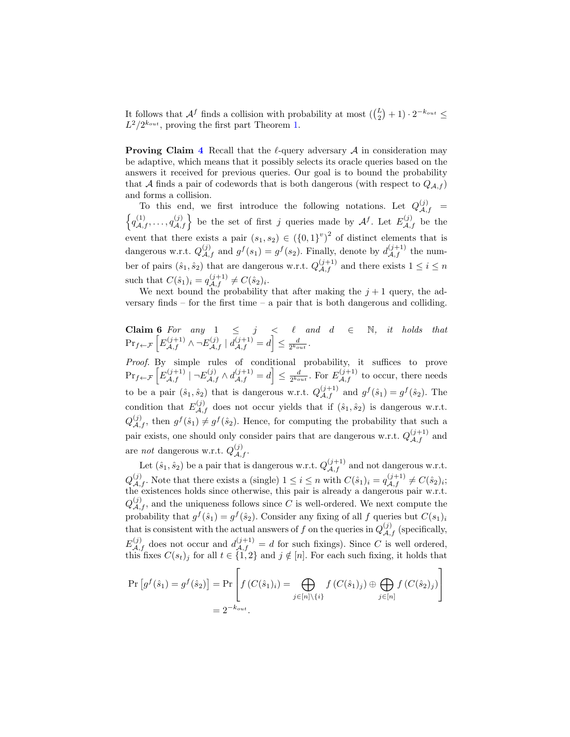It follows that $\mathcal{A}^f$ finds a collision with probability at most $(\binom{L}{2}+1)\cdot 2^{-k_{out}} \leq L^2/2^{k_{out}}$, proving the first part Theorem 1.

**Proving Claim 4** Recall that the $\ell$-query adversary $\mathcal{A}$ in consideration may be adaptive, which means that it possibly selects its oracle queries based on the answers it received for previous queries. Our goal is to bound the probability that $\mathcal{A}$ finds a pair of codewords that is both dangerous (with respect to $Q_{\mathcal{A},f}$) and forms a collision.

To this end, we first introduce the following notations. Let $Q^{(j)}_{\mathcal{A},f} = \left\{q^{(1)}_{\mathcal{A},f},\ldots,q^{(j)}_{\mathcal{A},f}\right\}$ be the set of first $j$ queries made by $\mathcal{A}^f$. Let $E^{(j)}_{\mathcal{A},f}$ be the event that there exists a pair $(s_1,s_2)\in(\{0,1\}^v)^2$ of distinct elements that is dangerous w.r.t. $Q^{(j)}_{\mathcal{A},f}$ and $g^f(s_1)=g^f(s_2)$. Finally, denote by $d^{(j+1)}_{\mathcal{A},f}$ the number of pairs $(\hat{s}_1,\hat{s}_2)$ that are dangerous w.r.t. $Q^{(j+1)}_{\mathcal{A},f}$ and there exists $1\leq i\leq n$ such that $C(\hat{s}_1)_i = q^{(j+1)}_{\mathcal{A},f} \neq C(\hat{s}_2)_i$.

We next bound the probability that after making the $j+1$ query, the adversary finds – for the first time – a pair that is both dangerous and colliding.

**Claim 6** *For any $1\leq j<\ell$ and $d\in\mathbb{N}$, it holds that* $\Pr_{f\leftarrow\mathcal{F}}\left[E^{(j+1)}_{\mathcal{A},f}\wedge\neg E^{(j)}_{\mathcal{A},f}\mid d^{(j+1)}_{\mathcal{A},f}=d\right]\leq\frac{d}{2^{k_{out}}}$.

*Proof.* By simple rules of conditional probability, it suffices to prove $\Pr_{f\leftarrow\mathcal{F}}\left[E^{(j+1)}_{\mathcal{A},f}\mid\neg E^{(j)}_{\mathcal{A},f}\wedge d^{(j+1)}_{\mathcal{A},f}=d\right]\leq\frac{d}{2^{k_{out}}}$. For $E^{(j+1)}_{\mathcal{A},f}$ to occur, there needs to be a pair $(\hat{s}_1,\hat{s}_2)$ that is dangerous w.r.t. $Q^{(j+1)}_{\mathcal{A},f}$ and $g^f(\hat{s}_1)=g^f(\hat{s}_2)$. The condition that $E^{(j)}_{\mathcal{A},f}$ does not occur yields that if $(\hat{s}_1,\hat{s}_2)$ is dangerous w.r.t. $Q^{(j)}_{\mathcal{A},f}$, then $g^f(\hat{s}_1)\neq g^f(\hat{s}_2)$. Hence, for computing the probability that such a pair exists, one should only consider pairs that are dangerous w.r.t. $Q^{(j+1)}_{\mathcal{A},f}$ and are *not* dangerous w.r.t. $Q^{(j)}_{\mathcal{A},f}$.

Let $(\hat{s}_1,\hat{s}_2)$ be a pair that is dangerous w.r.t. $Q^{(j+1)}_{\mathcal{A},f}$ and not dangerous w.r.t. $Q^{(j)}_{\mathcal{A},f}$. Note that there exists a (single) $1\leq i\leq n$ with $C(\hat{s}_1)_i=q^{(j+1)}_{\mathcal{A},f}\neq C(\hat{s}_2)_i$; the existences holds since otherwise, this pair is already a dangerous pair w.r.t. $Q^{(j)}_{\mathcal{A},f}$, and the uniqueness follows since $C$ is well-ordered. We next compute the probability that $g^f(\hat{s}_1)=g^f(\hat{s}_2)$. Consider any fixing of all $f$ queries but $C(s_1)_i$ that is consistent with the actual answers of $f$ on the queries in $Q^{(j)}_{\mathcal{A},f}$ (specifically, $E^{(j)}_{\mathcal{A},f}$ does not occur and $d^{(j+1)}_{\mathcal{A},f}=d$ for such fixings). Since $C$ is well ordered, this fixes $C(s_t)_j$ for all $t\in\{1,2\}$ and $j\notin[n]$. For each such fixing, it holds that

$$\Pr\left[g^f(\hat{s}_1)=g^f(\hat{s}_2)\right]=\Pr\left[f\left(C(\hat{s}_1)_i\right)=\bigoplus_{j\in[n]\setminus\{i\}}f\left(C(\hat{s}_1)_j\right)\oplus\bigoplus_{j\in[n]}f\left(C(\hat{s}_2)_j\right)\right]$$
$$=2^{-k_{out}}.$$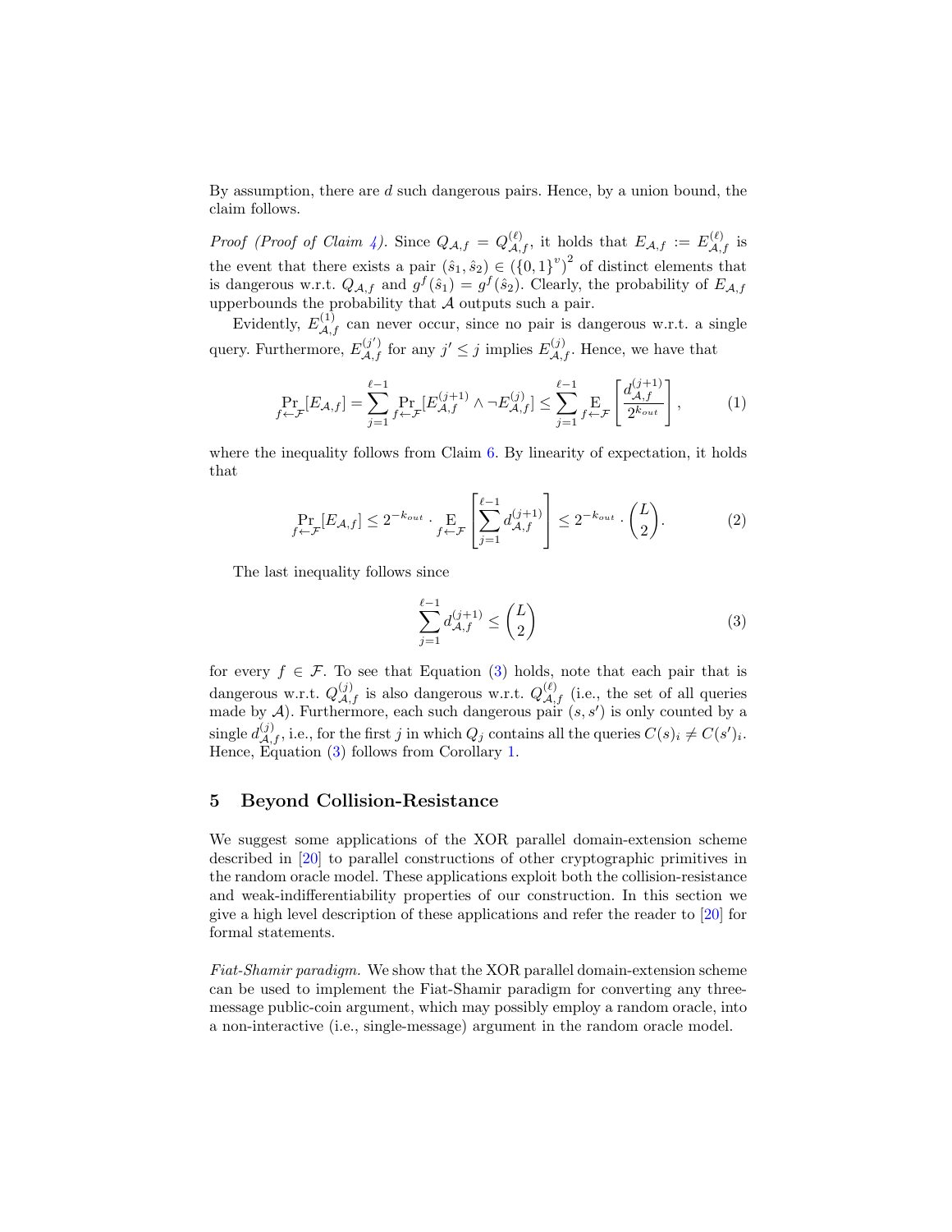By assumption, there are $d$ such dangerous pairs. Hence, by a union bound, the claim follows.

*Proof (Proof of Claim 4).* Since $Q_{\mathcal{A},f} = Q^{(\ell)}_{\mathcal{A},f}$, it holds that $E_{\mathcal{A},f} := E^{(\ell)}_{\mathcal{A},f}$ is the event that there exists a pair $(\hat{s}_1, \hat{s}_2) \in \left(\{0,1\}^v\right)^2$ of distinct elements that is dangerous w.r.t. $Q_{\mathcal{A},f}$ and $g^f(\hat{s}_1) = g^f(\hat{s}_2)$. Clearly, the probability of $E_{\mathcal{A},f}$ upperbounds the probability that $\mathcal{A}$ outputs such a pair.

Evidently, $E^{(1)}_{\mathcal{A},f}$ can never occur, since no pair is dangerous w.r.t. a single query. Furthermore, $E^{(j')}_{\mathcal{A},f}$ for any $j' \leq j$ implies $E^{(j)}_{\mathcal{A},f}$. Hence, we have that

$$\Pr_{f \leftarrow \mathcal{F}}[E_{\mathcal{A},f}] = \sum_{j=1}^{\ell-1} \Pr_{f \leftarrow \mathcal{F}}[E^{(j+1)}_{\mathcal{A},f} \wedge \neg E^{(j)}_{\mathcal{A},f}] \leq \sum_{j=1}^{\ell-1} \mathop{\mathrm{E}}_{f \leftarrow \mathcal{F}}\left[\frac{d^{(j+1)}_{\mathcal{A},f}}{2^{k_{out}}}\right], \tag{1}$$

where the inequality follows from Claim 6. By linearity of expectation, it holds that

$$\Pr_{f \leftarrow \mathcal{F}}[E_{\mathcal{A},f}] \leq 2^{-k_{out}} \cdot \mathop{\mathrm{E}}_{f \leftarrow \mathcal{F}}\left[\sum_{j=1}^{\ell-1} d^{(j+1)}_{\mathcal{A},f}\right] \leq 2^{-k_{out}} \cdot \binom{L}{2}. \tag{2}$$

The last inequality follows since

$$\sum_{j=1}^{\ell-1} d^{(j+1)}_{\mathcal{A},f} \leq \binom{L}{2} \tag{3}$$

for every $f \in \mathcal{F}$. To see that Equation (3) holds, note that each pair that is dangerous w.r.t. $Q^{(j)}_{\mathcal{A},f}$ is also dangerous w.r.t. $Q^{(\ell)}_{\mathcal{A},f}$ (i.e., the set of all queries made by $\mathcal{A}$). Furthermore, each such dangerous pair $(s, s')$ is only counted by a single $d^{(j)}_{\mathcal{A},f}$, i.e., for the first $j$ in which $Q_j$ contains all the queries $C(s)_i \neq C(s')_i$. Hence, Equation (3) follows from Corollary 1.

## 5 Beyond Collision-Resistance

We suggest some applications of the XOR parallel domain-extension scheme described in [20] to parallel constructions of other cryptographic primitives in the random oracle model. These applications exploit both the collision-resistance and weak-indifferentiability properties of our construction. In this section we give a high level description of these applications and refer the reader to [20] for formal statements.

*Fiat-Shamir paradigm.* We show that the XOR parallel domain-extension scheme can be used to implement the Fiat-Shamir paradigm for converting any three-message public-coin argument, which may possibly employ a random oracle, into a non-interactive (i.e., single-message) argument in the random oracle model.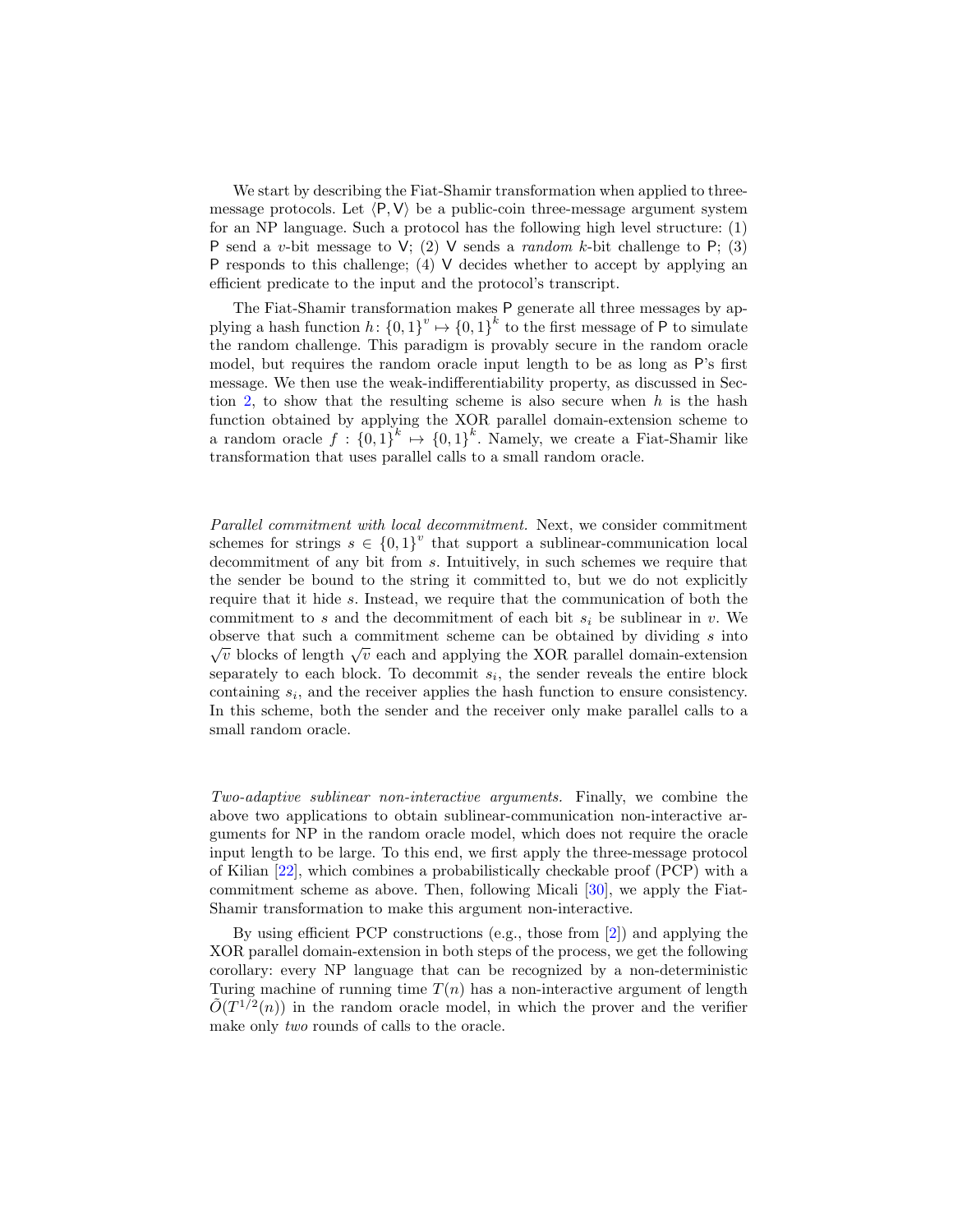We start by describing the Fiat-Shamir transformation when applied to three-message protocols. Let $\langle \mathsf{P}, \mathsf{V} \rangle$ be a public-coin three-message argument system for an NP language. Such a protocol has the following high level structure: (1) $\mathsf{P}$ send a $v$-bit message to $\mathsf{V}$; (2) $\mathsf{V}$ sends a *random* $k$-bit challenge to $\mathsf{P}$; (3) $\mathsf{P}$ responds to this challenge; (4) $\mathsf{V}$ decides whether to accept by applying an efficient predicate to the input and the protocol's transcript.

The Fiat-Shamir transformation makes $\mathsf{P}$ generate all three messages by applying a hash function $h\colon \{0,1\}^v \mapsto \{0,1\}^k$ to the first message of $\mathsf{P}$ to simulate the random challenge. This paradigm is provably secure in the random oracle model, but requires the random oracle input length to be as long as $\mathsf{P}$'s first message. We then use the weak-indifferentiability property, as discussed in Section 2, to show that the resulting scheme is also secure when $h$ is the hash function obtained by applying the XOR parallel domain-extension scheme to a random oracle $f : \{0,1\}^k \mapsto \{0,1\}^k$. Namely, we create a Fiat-Shamir like transformation that uses parallel calls to a small random oracle.

*Parallel commitment with local decommitment.* Next, we consider commitment schemes for strings $s \in \{0,1\}^v$ that support a sublinear-communication local decommitment of any bit from $s$. Intuitively, in such schemes we require that the sender be bound to the string it committed to, but we do not explicitly require that it hide $s$. Instead, we require that the communication of both the commitment to $s$ and the decommitment of each bit $s_i$ be sublinear in $v$. We observe that such a commitment scheme can be obtained by dividing $s$ into $\sqrt{v}$ blocks of length $\sqrt{v}$ each and applying the XOR parallel domain-extension separately to each block. To decommit $s_i$, the sender reveals the entire block containing $s_i$, and the receiver applies the hash function to ensure consistency. In this scheme, both the sender and the receiver only make parallel calls to a small random oracle.

*Two-adaptive sublinear non-interactive arguments.* Finally, we combine the above two applications to obtain sublinear-communication non-interactive arguments for NP in the random oracle model, which does not require the oracle input length to be large. To this end, we first apply the three-message protocol of Kilian [22], which combines a probabilistically checkable proof (PCP) with a commitment scheme as above. Then, following Micali [30], we apply the Fiat-Shamir transformation to make this argument non-interactive.

By using efficient PCP constructions (e.g., those from [2]) and applying the XOR parallel domain-extension in both steps of the process, we get the following corollary: every NP language that can be recognized by a non-deterministic Turing machine of running time $T(n)$ has a non-interactive argument of length $\tilde{O}(T^{1/2}(n))$ in the random oracle model, in which the prover and the verifier make only *two* rounds of calls to the oracle.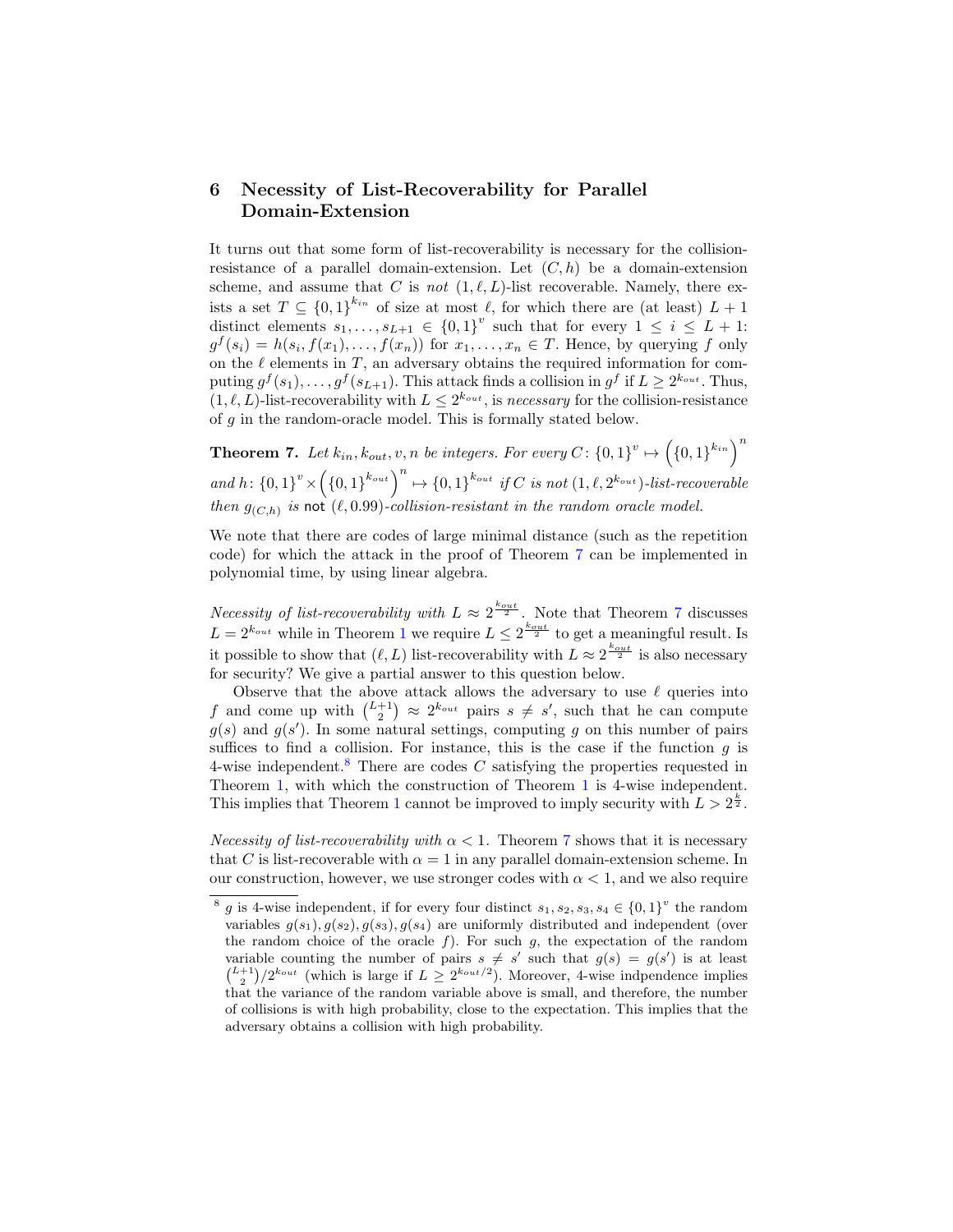## 6 Necessity of List-Recoverability for Parallel Domain-Extension

It turns out that some form of list-recoverability is necessary for the collision-resistance of a parallel domain-extension. Let $(C, h)$ be a domain-extension scheme, and assume that $C$ is *not* $(1, \ell, L)$-list recoverable. Namely, there exists a set $T \subseteq \{0,1\}^{k_{in}}$ of size at most $\ell$, for which there are (at least) $L+1$ distinct elements $s_1, \ldots, s_{L+1} \in \{0,1\}^v$ such that for every $1 \leq i \leq L+1$: $g^f(s_i) = h(s_i, f(x_1), \ldots, f(x_n))$ for $x_1, \ldots, x_n \in T$. Hence, by querying $f$ only on the $\ell$ elements in $T$, an adversary obtains the required information for computing $g^f(s_1), \ldots, g^f(s_{L+1})$. This attack finds a collision in $g^f$ if $L \geq 2^{k_{out}}$. Thus, $(1, \ell, L)$-list-recoverability with $L \leq 2^{k_{out}}$, is *necessary* for the collision-resistance of $g$ in the random-oracle model. This is formally stated below.

**Theorem 7.** *Let $k_{in}, k_{out}, v, n$ be integers. For every $C \colon \{0,1\}^v \mapsto \left(\{0,1\}^{k_{in}}\right)^n$ and $h \colon \{0,1\}^v \times \left(\{0,1\}^{k_{out}}\right)^n \mapsto \{0,1\}^{k_{out}}$ if $C$ is not $(1, \ell, 2^{k_{out}})$-list-recoverable then $g_{(C,h)}$ is* not *$(\ell, 0.99)$-collision-resistant in the random oracle model.*

We note that there are codes of large minimal distance (such as the repetition code) for which the attack in the proof of Theorem 7 can be implemented in polynomial time, by using linear algebra.

*Necessity of list-recoverability with $L \approx 2^{\frac{k_{out}}{2}}$.* Note that Theorem 7 discusses $L = 2^{k_{out}}$ while in Theorem 1 we require $L \leq 2^{\frac{k_{out}}{2}}$ to get a meaningful result. Is it possible to show that $(\ell, L)$ list-recoverability with $L \approx 2^{\frac{k_{out}}{2}}$ is also necessary for security? We give a partial answer to this question below.

Observe that the above attack allows the adversary to use $\ell$ queries into $f$ and come up with $\binom{L+1}{2} \approx 2^{k_{out}}$ pairs $s \neq s'$, such that he can compute $g(s)$ and $g(s')$. In some natural settings, computing $g$ on this number of pairs suffices to find a collision. For instance, this is the case if the function $g$ is 4-wise independent.[8] There are codes $C$ satisfying the properties requested in Theorem 1, with which the construction of Theorem 1 is 4-wise independent. This implies that Theorem 1 cannot be improved to imply security with $L > 2^{\frac{k}{2}}$.

*Necessity of list-recoverability with $\alpha < 1$.* Theorem 7 shows that it is necessary that $C$ is list-recoverable with $\alpha = 1$ in any parallel domain-extension scheme. In our construction, however, we use stronger codes with $\alpha < 1$, and we also require

[8] $g$ is 4-wise independent, if for every four distinct $s_1, s_2, s_3, s_4 \in \{0,1\}^v$ the random variables $g(s_1), g(s_2), g(s_3), g(s_4)$ are uniformly distributed and independent (over the random choice of the oracle $f$). For such $g$, the expectation of the random variable counting the number of pairs $s \neq s'$ such that $g(s) = g(s')$ is at least $\binom{L+1}{2}/2^{k_{out}}$ (which is large if $L \geq 2^{k_{out}/2}$). Moreover, 4-wise indpendence implies that the variance of the random variable above is small, and therefore, the number of collisions is with high probability, close to the expectation. This implies that the adversary obtains a collision with high probability.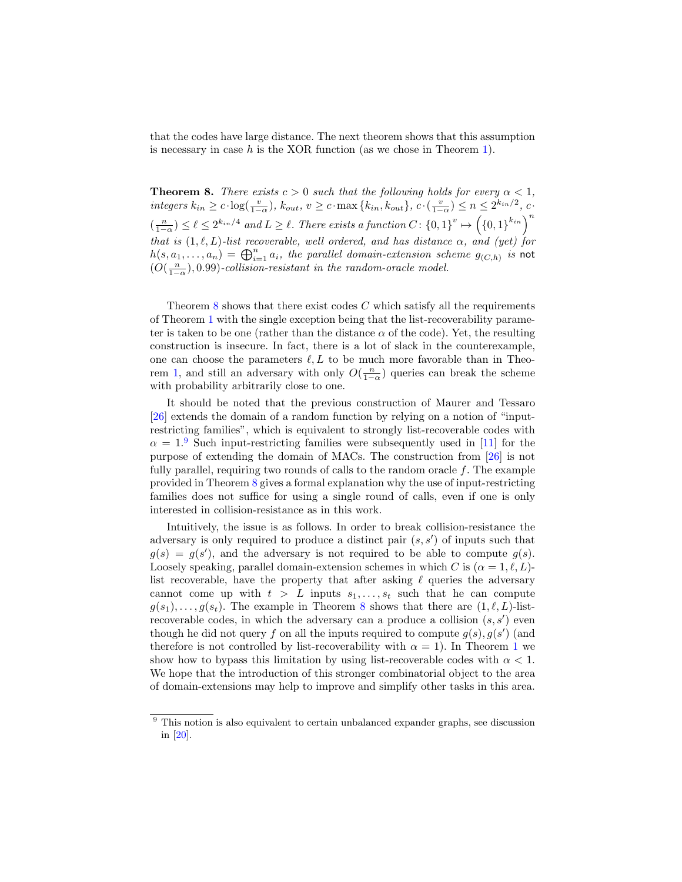that the codes have large distance. The next theorem shows that this assumption is necessary in case $h$ is the XOR function (as we chose in Theorem 1).

**Theorem 8.** *There exists $c > 0$ such that the following holds for every $\alpha < 1$, integers $k_{in} \geq c \cdot \log(\frac{v}{1-\alpha})$, $k_{out}$, $v \geq c \cdot \max\{k_{in}, k_{out}\}$, $c \cdot (\frac{v}{1-\alpha}) \leq n \leq 2^{k_{in}/2}$, $c \cdot (\frac{n}{1-\alpha}) \leq \ell \leq 2^{k_{in}/4}$ and $L \geq \ell$. There exists a function $C \colon \{0,1\}^v \mapsto \left(\{0,1\}^{k_{in}}\right)^n$ that is $(1, \ell, L)$-list recoverable, well ordered, and has distance $\alpha$, and (yet) for $h(s, a_1, \ldots, a_n) = \bigoplus_{i=1}^{n} a_i$, the parallel domain-extension scheme $g_{(C,h)}$ is* not *$(O(\frac{n}{1-\alpha}), 0.99)$-collision-resistant in the random-oracle model.*

Theorem 8 shows that there exist codes $C$ which satisfy all the requirements of Theorem 1 with the single exception being that the list-recoverability parameter is taken to be one (rather than the distance $\alpha$ of the code). Yet, the resulting construction is insecure. In fact, there is a lot of slack in the counterexample, one can choose the parameters $\ell, L$ to be much more favorable than in Theorem 1, and still an adversary with only $O(\frac{n}{1-\alpha})$ queries can break the scheme with probability arbitrarily close to one.

It should be noted that the previous construction of Maurer and Tessaro [26] extends the domain of a random function by relying on a notion of "input-restricting families", which is equivalent to strongly list-recoverable codes with $\alpha = 1$.[9] Such input-restricting families were subsequently used in [11] for the purpose of extending the domain of MACs. The construction from [26] is not fully parallel, requiring two rounds of calls to the random oracle $f$. The example provided in Theorem 8 gives a formal explanation why the use of input-restricting families does not suffice for using a single round of calls, even if one is only interested in collision-resistance as in this work.

Intuitively, the issue is as follows. In order to break collision-resistance the adversary is only required to produce a distinct pair $(s, s')$ of inputs such that $g(s) = g(s')$, and the adversary is not required to be able to compute $g(s)$. Loosely speaking, parallel domain-extension schemes in which $C$ is $(\alpha = 1, \ell, L)$-list recoverable, have the property that after asking $\ell$ queries the adversary cannot come up with $t > L$ inputs $s_1, \ldots, s_t$ such that he can compute $g(s_1), \ldots, g(s_t)$. The example in Theorem 8 shows that there are $(1, \ell, L)$-list-recoverable codes, in which the adversary can a produce a collision $(s, s')$ even though he did not query $f$ on all the inputs required to compute $g(s), g(s')$ (and therefore is not controlled by list-recoverability with $\alpha = 1$). In Theorem 1 we show how to bypass this limitation by using list-recoverable codes with $\alpha < 1$. We hope that the introduction of this stronger combinatorial object to the area of domain-extensions may help to improve and simplify other tasks in this area.

[9] This notion is also equivalent to certain unbalanced expander graphs, see discussion in [20].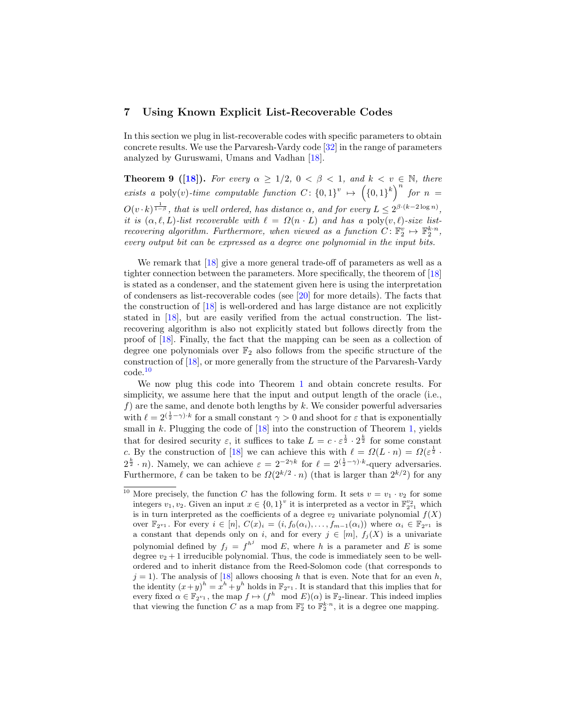## 7 Using Known Explicit List-Recoverable Codes

In this section we plug in list-recoverable codes with specific parameters to obtain concrete results. We use the Parvaresh-Vardy code [32] in the range of parameters analyzed by Guruswami, Umans and Vadhan [18].

**Theorem 9 ([18]).** *For every $\alpha \geq 1/2$, $0 < \beta < 1$, and $k < v \in \mathbb{N}$, there exists a* $\mathrm{poly}(v)$*-time computable function* $C \colon \{0,1\}^v \mapsto \left(\{0,1\}^k\right)^n$ *for* $n = O(v \cdot k)^{\frac{1}{1-\beta}}$*, that is well ordered, has distance* $\alpha$*, and for every* $L \leq 2^{\beta \cdot (k - 2\log n)}$*, it is* $(\alpha, \ell, L)$*-list recoverable with* $\ell = \Omega(n \cdot L)$ *and has a* $\mathrm{poly}(v, \ell)$*-size list-recovering algorithm. Furthermore, when viewed as a function* $C \colon \mathbb{F}_2^v \mapsto \mathbb{F}_2^{k \cdot n}$*, every output bit can be expressed as a degree one polynomial in the input bits.*

We remark that [18] give a more general trade-off of parameters as well as a tighter connection between the parameters. More specifically, the theorem of [18] is stated as a condenser, and the statement given here is using the interpretation of condensers as list-recoverable codes (see [20] for more details). The facts that the construction of [18] is well-ordered and has large distance are not explicitly stated in [18], but are easily verified from the actual construction. The list-recovering algorithm is also not explicitly stated but follows directly from the proof of [18]. Finally, the fact that the mapping can be seen as a collection of degree one polynomials over $\mathbb{F}_2$ also follows from the specific structure of the construction of [18], or more generally from the structure of the Parvaresh-Vardy code.[10]

We now plug this code into Theorem 1 and obtain concrete results. For simplicity, we assume here that the input and output length of the oracle (i.e., $f$) are the same, and denote both lengths by $k$. We consider powerful adversaries with $\ell = 2^{(\frac{1}{2} - \gamma) \cdot k}$ for a small constant $\gamma > 0$ and shoot for $\varepsilon$ that is exponentially small in $k$. Plugging the code of [18] into the construction of Theorem 1, yields that for desired security $\varepsilon$, it suffices to take $L = c \cdot \varepsilon^{\frac{1}{2}} \cdot 2^{\frac{k}{2}}$ for some constant $c$. By the construction of [18] we can achieve this with $\ell = \Omega(L \cdot n) = \Omega(\varepsilon^{\frac{1}{2}} \cdot 2^{\frac{k}{2}} \cdot n)$. Namely, we can achieve $\varepsilon = 2^{-2\gamma k}$ for $\ell = 2^{(\frac{1}{2} - \gamma) \cdot k}$-query adversaries. Furthermore, $\ell$ can be taken to be $\Omega(2^{k/2} \cdot n)$ (that is larger than $2^{k/2}$) for any

[10] More precisely, the function $C$ has the following form. It sets $v = v_1 \cdot v_2$ for some integers $v_1, v_2$. Given an input $x \in \{0,1\}^v$ it is interpreted as a vector in $\mathbb{F}_{2^{v_1}}^{v_2}$ which is in turn interpreted as the coefficients of a degree $v_2$ univariate polynomial $f(X)$ over $\mathbb{F}_{2^{v_1}}$. For every $i \in [n]$, $C(x)_i = (i, f_0(\alpha_i), \ldots, f_{m-1}(\alpha_i))$ where $\alpha_i \in \mathbb{F}_{2^{v_1}}$ is a constant that depends only on $i$, and for every $j \in [m]$, $f_j(X)$ is a univariate polynomial defined by $f_j = f^{h^j} \mod E$, where $h$ is a parameter and $E$ is some degree $v_2 + 1$ irreducible polynomial. Thus, the code is immediately seen to be well-ordered and to inherit distance from the Reed-Solomon code (that corresponds to $j = 1$). The analysis of [18] allows choosing $h$ that is even. Note that for an even $h$, the identity $(x+y)^h = x^h + y^h$ holds in $\mathbb{F}_{2^{v_1}}$. It is standard that this implies that for every fixed $\alpha \in \mathbb{F}_{2^{v_1}}$, the map $f \mapsto (f^h \mod E)(\alpha)$ is $\mathbb{F}_2$-linear. This indeed implies that viewing the function $C$ as a map from $\mathbb{F}_2^v$ to $\mathbb{F}_2^{k \cdot n}$, it is a degree one mapping.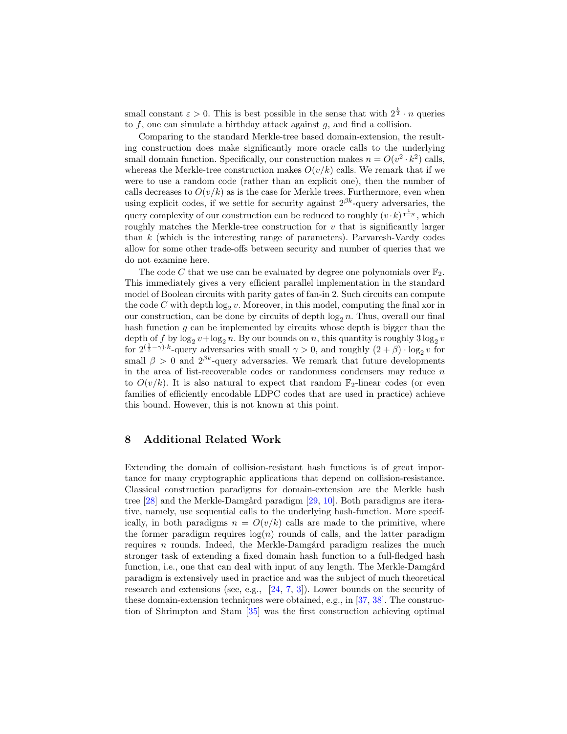small constant $\varepsilon > 0$. This is best possible in the sense that with $2^{\frac{k}{2}} \cdot n$ queries to $f$, one can simulate a birthday attack against $g$, and find a collision.

Comparing to the standard Merkle-tree based domain-extension, the resulting construction does make significantly more oracle calls to the underlying small domain function. Specifically, our construction makes $n = O(v^2 \cdot k^2)$ calls, whereas the Merkle-tree construction makes $O(v/k)$ calls. We remark that if we were to use a random code (rather than an explicit one), then the number of calls decreases to $O(v/k)$ as is the case for Merkle trees. Furthermore, even when using explicit codes, if we settle for security against $2^{\beta k}$-query adversaries, the query complexity of our construction can be reduced to roughly $(v \cdot k)^{\frac{1}{1-\beta}}$, which roughly matches the Merkle-tree construction for $v$ that is significantly larger than $k$ (which is the interesting range of parameters). Parvaresh-Vardy codes allow for some other trade-offs between security and number of queries that we do not examine here.

The code $C$ that we use can be evaluated by degree one polynomials over $\mathbb{F}_2$. This immediately gives a very efficient parallel implementation in the standard model of Boolean circuits with parity gates of fan-in 2. Such circuits can compute the code $C$ with depth $\log_2 v$. Moreover, in this model, computing the final xor in our construction, can be done by circuits of depth $\log_2 n$. Thus, overall our final hash function $g$ can be implemented by circuits whose depth is bigger than the depth of $f$ by $\log_2 v + \log_2 n$. By our bounds on $n$, this quantity is roughly $3 \log_2 v$ for $2^{(\frac{1}{2}-\gamma)\cdot k}$-query adversaries with small $\gamma > 0$, and roughly $(2+\beta) \cdot \log_2 v$ for small $\beta > 0$ and $2^{\beta k}$-query adversaries. We remark that future developments in the area of list-recoverable codes or randomness condensers may reduce $n$ to $O(v/k)$. It is also natural to expect that random $\mathbb{F}_2$-linear codes (or even families of efficiently encodable LDPC codes that are used in practice) achieve this bound. However, this is not known at this point.

## 8 Additional Related Work

Extending the domain of collision-resistant hash functions is of great importance for many cryptographic applications that depend on collision-resistance. Classical construction paradigms for domain-extension are the Merkle hash tree [28] and the Merkle-Damgård paradigm [29, 10]. Both paradigms are iterative, namely, use sequential calls to the underlying hash-function. More specifically, in both paradigms $n = O(v/k)$ calls are made to the primitive, where the former paradigm requires $\log(n)$ rounds of calls, and the latter paradigm requires $n$ rounds. Indeed, the Merkle-Damgård paradigm realizes the much stronger task of extending a fixed domain hash function to a full-fledged hash function, i.e., one that can deal with input of any length. The Merkle-Damgård paradigm is extensively used in practice and was the subject of much theoretical research and extensions (see, e.g., [24, 7, 3]). Lower bounds on the security of these domain-extension techniques were obtained, e.g., in [37, 38]. The construction of Shrimpton and Stam [35] was the first construction achieving optimal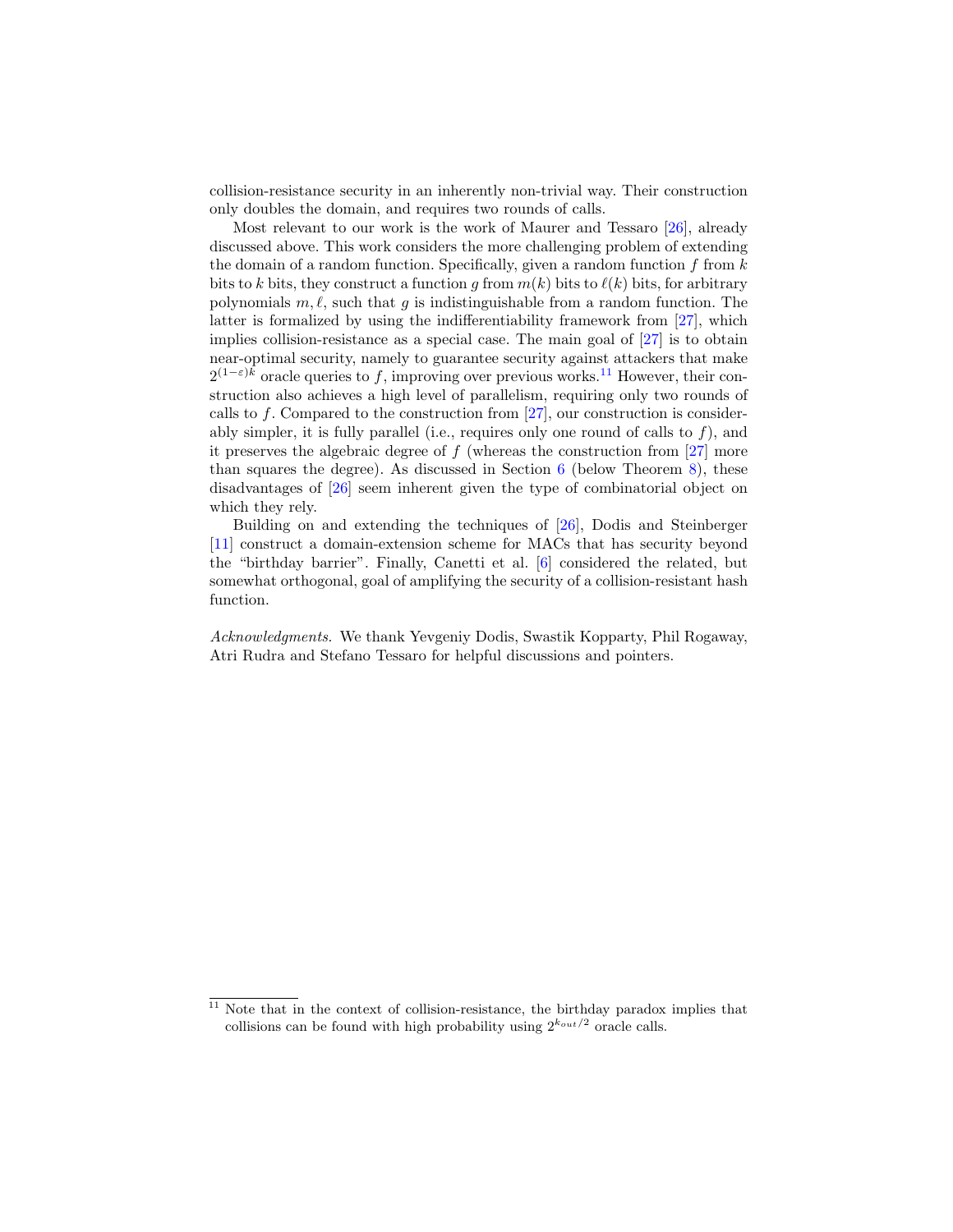collision-resistance security in an inherently non-trivial way. Their construction only doubles the domain, and requires two rounds of calls.

Most relevant to our work is the work of Maurer and Tessaro [26], already discussed above. This work considers the more challenging problem of extending the domain of a random function. Specifically, given a random function $f$ from $k$ bits to $k$ bits, they construct a function $g$ from $m(k)$ bits to $\ell(k)$ bits, for arbitrary polynomials $m, \ell$, such that $g$ is indistinguishable from a random function. The latter is formalized by using the indifferentiability framework from [27], which implies collision-resistance as a special case. The main goal of [27] is to obtain near-optimal security, namely to guarantee security against attackers that make $2^{(1-\varepsilon)k}$ oracle queries to $f$, improving over previous works.[11] However, their construction also achieves a high level of parallelism, requiring only two rounds of calls to $f$. Compared to the construction from [27], our construction is considerably simpler, it is fully parallel (i.e., requires only one round of calls to $f$), and it preserves the algebraic degree of $f$ (whereas the construction from [27] more than squares the degree). As discussed in Section 6 (below Theorem 8), these disadvantages of [26] seem inherent given the type of combinatorial object on which they rely.

Building on and extending the techniques of [26], Dodis and Steinberger [11] construct a domain-extension scheme for MACs that has security beyond the "birthday barrier". Finally, Canetti et al. [6] considered the related, but somewhat orthogonal, goal of amplifying the security of a collision-resistant hash function.

*Acknowledgments.* We thank Yevgeniy Dodis, Swastik Kopparty, Phil Rogaway, Atri Rudra and Stefano Tessaro for helpful discussions and pointers.

[11] Note that in the context of collision-resistance, the birthday paradox implies that collisions can be found with high probability using $2^{k_{out}/2}$ oracle calls.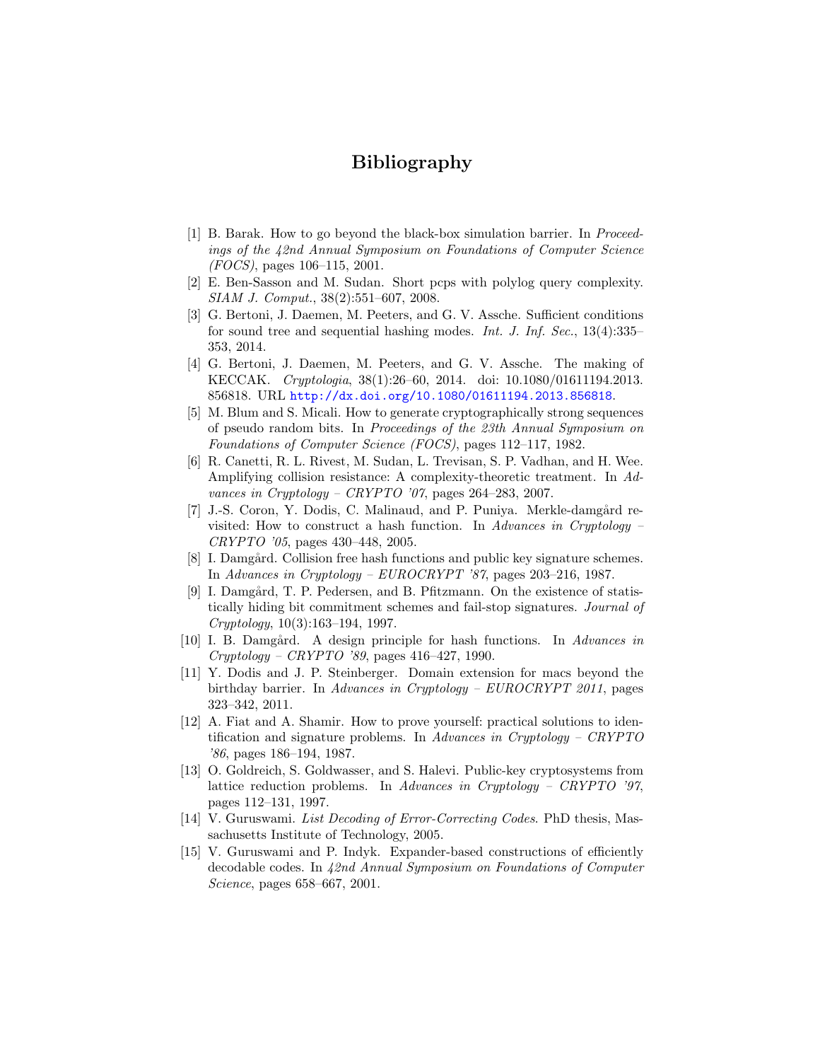# Bibliography

[1] B. Barak. How to go beyond the black-box simulation barrier. In *Proceedings of the 42nd Annual Symposium on Foundations of Computer Science (FOCS)*, pages 106–115, 2001.

[2] E. Ben-Sasson and M. Sudan. Short pcps with polylog query complexity. *SIAM J. Comput.*, 38(2):551–607, 2008.

[3] G. Bertoni, J. Daemen, M. Peeters, and G. V. Assche. Sufficient conditions for sound tree and sequential hashing modes. *Int. J. Inf. Sec.*, 13(4):335–353, 2014.

[4] G. Bertoni, J. Daemen, M. Peeters, and G. V. Assche. The making of KECCAK. *Cryptologia*, 38(1):26–60, 2014. doi: 10.1080/01611194.2013.856818. URL http://dx.doi.org/10.1080/01611194.2013.856818.

[5] M. Blum and S. Micali. How to generate cryptographically strong sequences of pseudo random bits. In *Proceedings of the 23th Annual Symposium on Foundations of Computer Science (FOCS)*, pages 112–117, 1982.

[6] R. Canetti, R. L. Rivest, M. Sudan, L. Trevisan, S. P. Vadhan, and H. Wee. Amplifying collision resistance: A complexity-theoretic treatment. In *Advances in Cryptology – CRYPTO '07*, pages 264–283, 2007.

[7] J.-S. Coron, Y. Dodis, C. Malinaud, and P. Puniya. Merkle-damgård revisited: How to construct a hash function. In *Advances in Cryptology – CRYPTO '05*, pages 430–448, 2005.

[8] I. Damgård. Collision free hash functions and public key signature schemes. In *Advances in Cryptology – EUROCRYPT '87*, pages 203–216, 1987.

[9] I. Damgård, T. P. Pedersen, and B. Pfitzmann. On the existence of statistically hiding bit commitment schemes and fail-stop signatures. *Journal of Cryptology*, 10(3):163–194, 1997.

[10] I. B. Damgård. A design principle for hash functions. In *Advances in Cryptology – CRYPTO '89*, pages 416–427, 1990.

[11] Y. Dodis and J. P. Steinberger. Domain extension for macs beyond the birthday barrier. In *Advances in Cryptology – EUROCRYPT 2011*, pages 323–342, 2011.

[12] A. Fiat and A. Shamir. How to prove yourself: practical solutions to identification and signature problems. In *Advances in Cryptology – CRYPTO '86*, pages 186–194, 1987.

[13] O. Goldreich, S. Goldwasser, and S. Halevi. Public-key cryptosystems from lattice reduction problems. In *Advances in Cryptology – CRYPTO '97*, pages 112–131, 1997.

[14] V. Guruswami. *List Decoding of Error-Correcting Codes*. PhD thesis, Massachusetts Institute of Technology, 2005.

[15] V. Guruswami and P. Indyk. Expander-based constructions of efficiently decodable codes. In *42nd Annual Symposium on Foundations of Computer Science*, pages 658–667, 2001.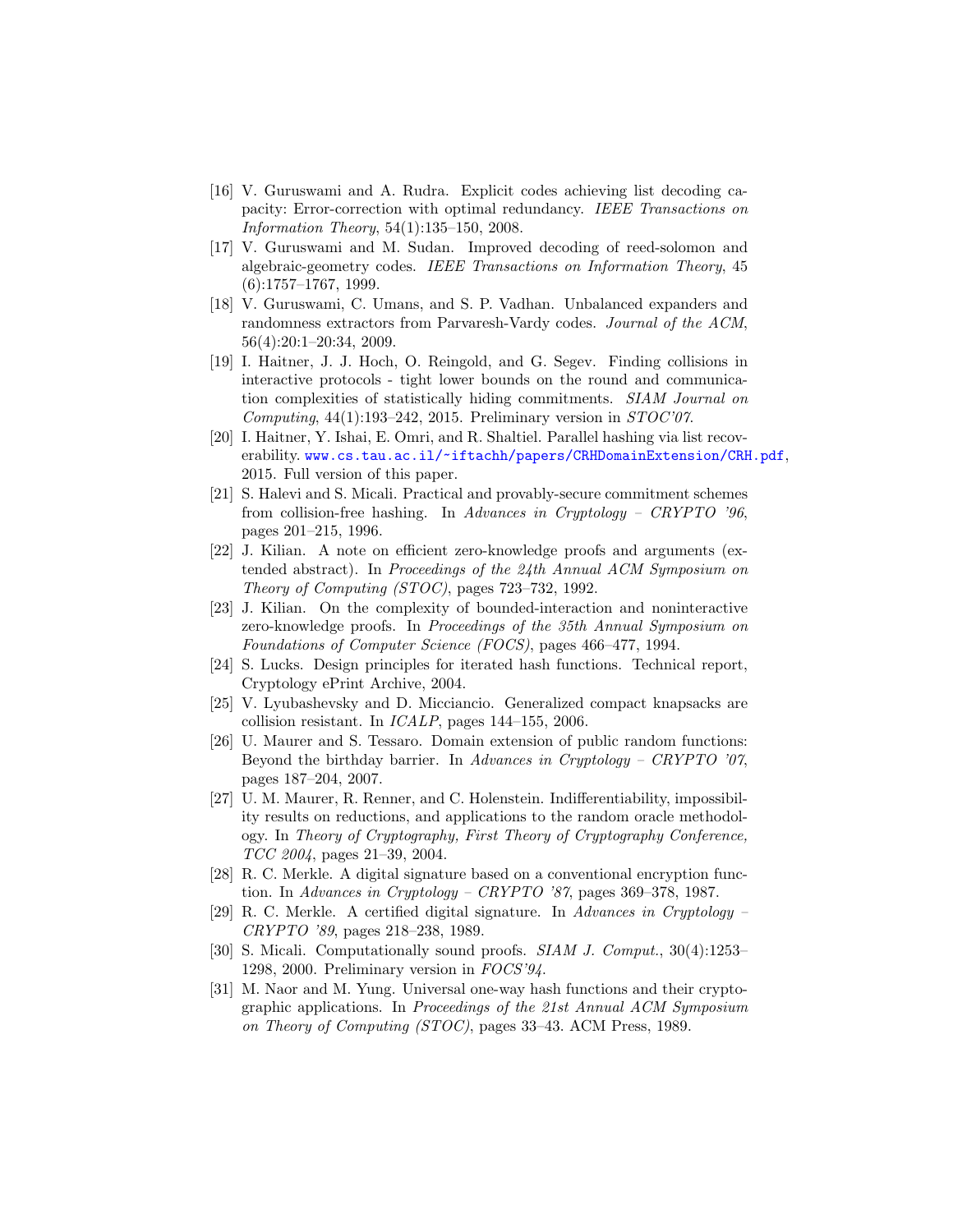[16] V. Guruswami and A. Rudra. Explicit codes achieving list decoding capacity: Error-correction with optimal redundancy. *IEEE Transactions on Information Theory*, 54(1):135–150, 2008.

[17] V. Guruswami and M. Sudan. Improved decoding of reed-solomon and algebraic-geometry codes. *IEEE Transactions on Information Theory*, 45 (6):1757–1767, 1999.

[18] V. Guruswami, C. Umans, and S. P. Vadhan. Unbalanced expanders and randomness extractors from Parvaresh-Vardy codes. *Journal of the ACM*, 56(4):20:1–20:34, 2009.

[19] I. Haitner, J. J. Hoch, O. Reingold, and G. Segev. Finding collisions in interactive protocols - tight lower bounds on the round and communication complexities of statistically hiding commitments. *SIAM Journal on Computing*, 44(1):193–242, 2015. Preliminary version in *STOC'07*.

[20] I. Haitner, Y. Ishai, E. Omri, and R. Shaltiel. Parallel hashing via list recoverability. www.cs.tau.ac.il/~iftachh/papers/CRHDomainExtension/CRH.pdf, 2015. Full version of this paper.

[21] S. Halevi and S. Micali. Practical and provably-secure commitment schemes from collision-free hashing. In *Advances in Cryptology – CRYPTO '96*, pages 201–215, 1996.

[22] J. Kilian. A note on efficient zero-knowledge proofs and arguments (extended abstract). In *Proceedings of the 24th Annual ACM Symposium on Theory of Computing (STOC)*, pages 723–732, 1992.

[23] J. Kilian. On the complexity of bounded-interaction and noninteractive zero-knowledge proofs. In *Proceedings of the 35th Annual Symposium on Foundations of Computer Science (FOCS)*, pages 466–477, 1994.

[24] S. Lucks. Design principles for iterated hash functions. Technical report, Cryptology ePrint Archive, 2004.

[25] V. Lyubashevsky and D. Micciancio. Generalized compact knapsacks are collision resistant. In *ICALP*, pages 144–155, 2006.

[26] U. Maurer and S. Tessaro. Domain extension of public random functions: Beyond the birthday barrier. In *Advances in Cryptology – CRYPTO '07*, pages 187–204, 2007.

[27] U. M. Maurer, R. Renner, and C. Holenstein. Indifferentiability, impossibility results on reductions, and applications to the random oracle methodology. In *Theory of Cryptography, First Theory of Cryptography Conference, TCC 2004*, pages 21–39, 2004.

[28] R. C. Merkle. A digital signature based on a conventional encryption function. In *Advances in Cryptology – CRYPTO '87*, pages 369–378, 1987.

[29] R. C. Merkle. A certified digital signature. In *Advances in Cryptology – CRYPTO '89*, pages 218–238, 1989.

[30] S. Micali. Computationally sound proofs. *SIAM J. Comput.*, 30(4):1253–1298, 2000. Preliminary version in *FOCS'94*.

[31] M. Naor and M. Yung. Universal one-way hash functions and their cryptographic applications. In *Proceedings of the 21st Annual ACM Symposium on Theory of Computing (STOC)*, pages 33–43. ACM Press, 1989.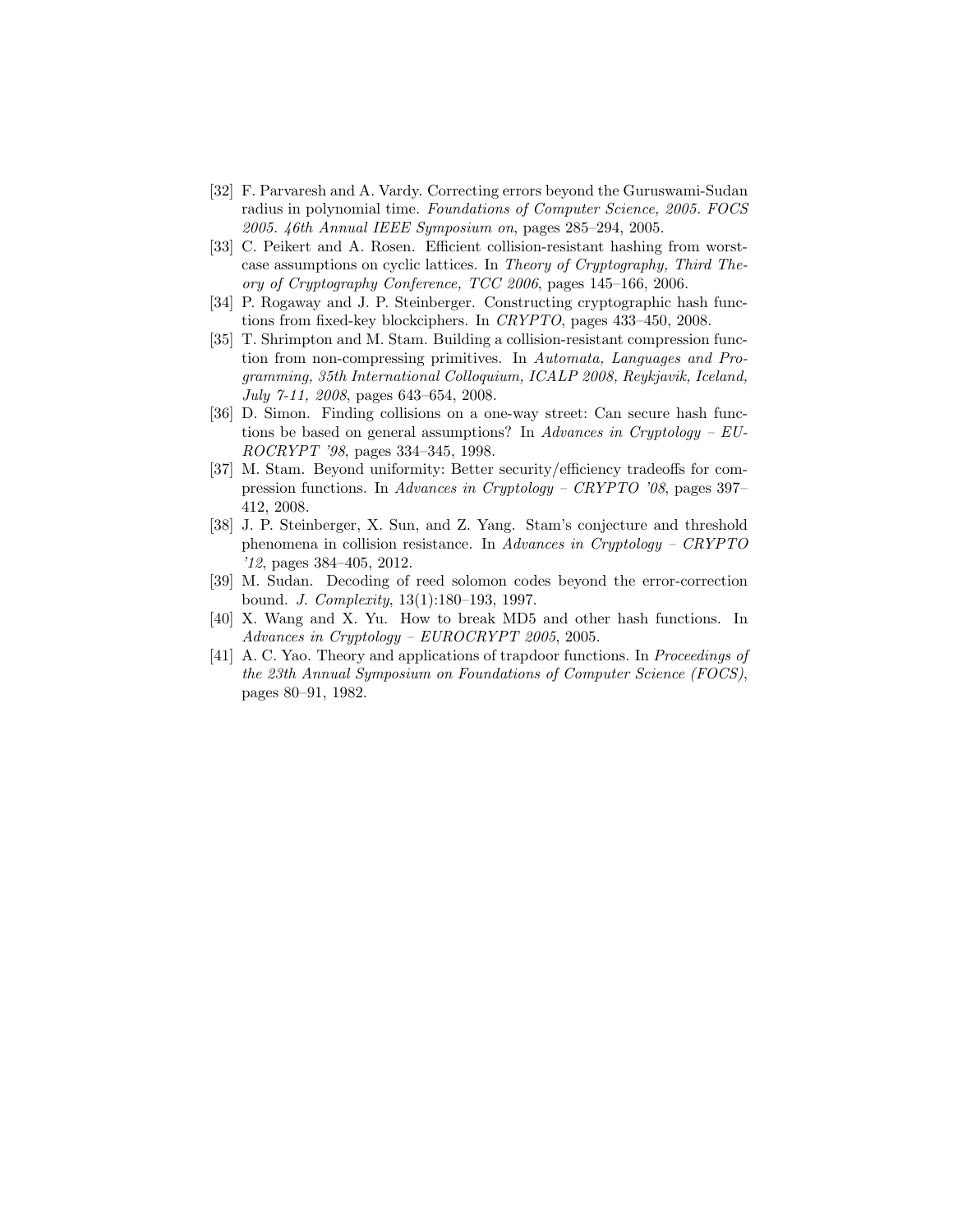[32] F. Parvaresh and A. Vardy. Correcting errors beyond the Guruswami-Sudan radius in polynomial time. *Foundations of Computer Science, 2005. FOCS 2005. 46th Annual IEEE Symposium on*, pages 285–294, 2005.

[33] C. Peikert and A. Rosen. Efficient collision-resistant hashing from worst-case assumptions on cyclic lattices. In *Theory of Cryptography, Third Theory of Cryptography Conference, TCC 2006*, pages 145–166, 2006.

[34] P. Rogaway and J. P. Steinberger. Constructing cryptographic hash functions from fixed-key blockciphers. In *CRYPTO*, pages 433–450, 2008.

[35] T. Shrimpton and M. Stam. Building a collision-resistant compression function from non-compressing primitives. In *Automata, Languages and Programming, 35th International Colloquium, ICALP 2008, Reykjavik, Iceland, July 7-11, 2008*, pages 643–654, 2008.

[36] D. Simon. Finding collisions on a one-way street: Can secure hash functions be based on general assumptions? In *Advances in Cryptology – EUROCRYPT '98*, pages 334–345, 1998.

[37] M. Stam. Beyond uniformity: Better security/efficiency tradeoffs for compression functions. In *Advances in Cryptology – CRYPTO '08*, pages 397–412, 2008.

[38] J. P. Steinberger, X. Sun, and Z. Yang. Stam's conjecture and threshold phenomena in collision resistance. In *Advances in Cryptology – CRYPTO '12*, pages 384–405, 2012.

[39] M. Sudan. Decoding of reed solomon codes beyond the error-correction bound. *J. Complexity*, 13(1):180–193, 1997.

[40] X. Wang and X. Yu. How to break MD5 and other hash functions. In *Advances in Cryptology – EUROCRYPT 2005*, 2005.

[41] A. C. Yao. Theory and applications of trapdoor functions. In *Proceedings of the 23th Annual Symposium on Foundations of Computer Science (FOCS)*, pages 80–91, 1982.